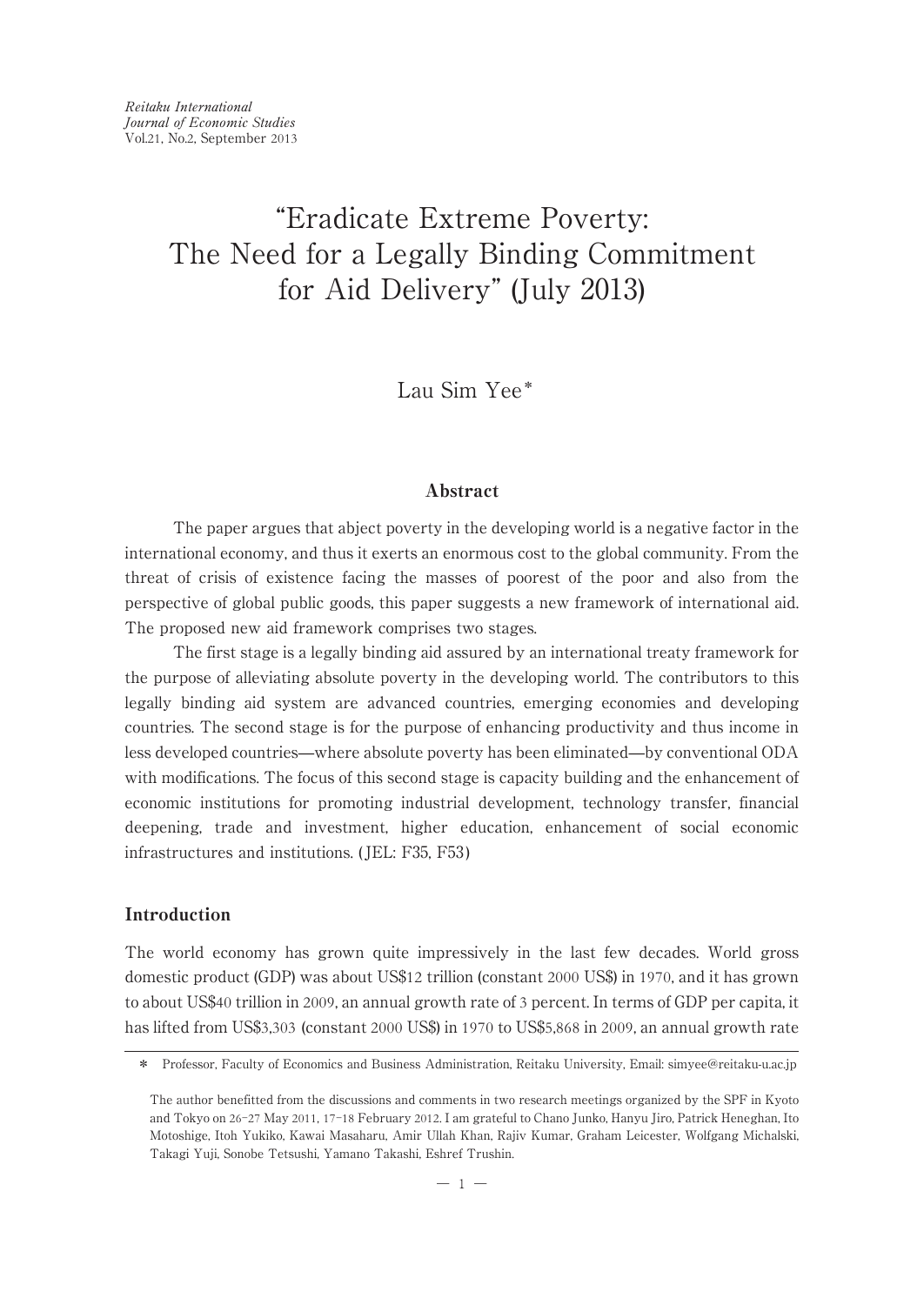*Reitaku International*
*Journal of Economic Studies*
Vol.21, No.2, September 2013

# "Eradicate Extreme Poverty: The Need for a Legally Binding Commitment for Aid Delivery" (July 2013)

Lau Sim Yee*

## Abstract

The paper argues that abject poverty in the developing world is a negative factor in the international economy, and thus it exerts an enormous cost to the global community. From the threat of crisis of existence facing the masses of poorest of the poor and also from the perspective of global public goods, this paper suggests a new framework of international aid. The proposed new aid framework comprises two stages.

The first stage is a legally binding aid assured by an international treaty framework for the purpose of alleviating absolute poverty in the developing world. The contributors to this legally binding aid system are advanced countries, emerging economies and developing countries. The second stage is for the purpose of enhancing productivity and thus income in less developed countries—where absolute poverty has been eliminated—by conventional ODA with modifications. The focus of this second stage is capacity building and the enhancement of economic institutions for promoting industrial development, technology transfer, financial deepening, trade and investment, higher education, enhancement of social economic infrastructures and institutions. (JEL: F35, F53)

## Introduction

The world economy has grown quite impressively in the last few decades. World gross domestic product (GDP) was about US$12 trillion (constant 2000 US$) in 1970, and it has grown to about US$40 trillion in 2009, an annual growth rate of 3 percent. In terms of GDP per capita, it has lifted from US$3,303 (constant 2000 US$) in 1970 to US$5,868 in 2009, an annual growth rate

---

\* Professor, Faculty of Economics and Business Administration, Reitaku University, Email: simyee@reitaku-u.ac.jp

The author benefitted from the discussions and comments in two research meetings organized by the SPF in Kyoto and Tokyo on 26-27 May 2011, 17-18 February 2012. I am grateful to Chano Junko, Hanyu Jiro, Patrick Heneghan, Ito Motoshige, Itoh Yukiko, Kawai Masaharu, Amir Ullah Khan, Rajiv Kumar, Graham Leicester, Wolfgang Michalski, Takagi Yuji, Sonobe Tetsushi, Yamano Takashi, Eshref Trushin.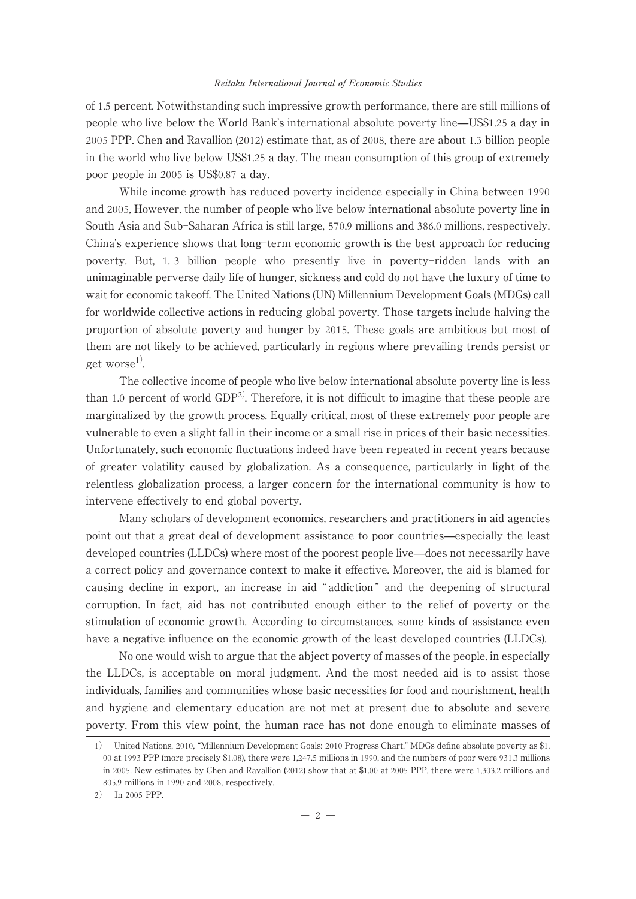of 1.5 percent. Notwithstanding such impressive growth performance, there are still millions of people who live below the World Bank's international absolute poverty line—US$1.25 a day in 2005 PPP. Chen and Ravallion (2012) estimate that, as of 2008, there are about 1.3 billion people in the world who live below US$1.25 a day. The mean consumption of this group of extremely poor people in 2005 is US$0.87 a day.

While income growth has reduced poverty incidence especially in China between 1990 and 2005, However, the number of people who live below international absolute poverty line in South Asia and Sub-Saharan Africa is still large, 570.9 millions and 386.0 millions, respectively. China's experience shows that long-term economic growth is the best approach for reducing poverty. But, 1. 3 billion people who presently live in poverty-ridden lands with an unimaginable perverse daily life of hunger, sickness and cold do not have the luxury of time to wait for economic takeoff. The United Nations (UN) Millennium Development Goals (MDGs) call for worldwide collective actions in reducing global poverty. Those targets include halving the proportion of absolute poverty and hunger by 2015. These goals are ambitious but most of them are not likely to be achieved, particularly in regions where prevailing trends persist or get worse[1].

The collective income of people who live below international absolute poverty line is less than 1.0 percent of world GDP[2]. Therefore, it is not difficult to imagine that these people are marginalized by the growth process. Equally critical, most of these extremely poor people are vulnerable to even a slight fall in their income or a small rise in prices of their basic necessities. Unfortunately, such economic fluctuations indeed have been repeated in recent years because of greater volatility caused by globalization. As a consequence, particularly in light of the relentless globalization process, a larger concern for the international community is how to intervene effectively to end global poverty.

Many scholars of development economics, researchers and practitioners in aid agencies point out that a great deal of development assistance to poor countries—especially the least developed countries (LLDCs) where most of the poorest people live—does not necessarily have a correct policy and governance context to make it effective. Moreover, the aid is blamed for causing decline in export, an increase in aid "addiction" and the deepening of structural corruption. In fact, aid has not contributed enough either to the relief of poverty or the stimulation of economic growth. According to circumstances, some kinds of assistance even have a negative influence on the economic growth of the least developed countries (LLDCs).

No one would wish to argue that the abject poverty of masses of the people, in especially the LLDCs, is acceptable on moral judgment. And the most needed aid is to assist those individuals, families and communities whose basic necessities for food and nourishment, health and hygiene and elementary education are not met at present due to absolute and severe poverty. From this view point, the human race has not done enough to eliminate masses of

---

1) United Nations, 2010, "Millennium Development Goals: 2010 Progress Chart." MDGs define absolute poverty as $1.00 at 1993 PPP (more precisely $1.08), there were 1,247.5 millions in 1990, and the numbers of poor were 931.3 millions in 2005. New estimates by Chen and Ravallion (2012) show that at $1.00 at 2005 PPP, there were 1,303.2 millions and 805.9 millions in 1990 and 2008, respectively.

2) In 2005 PPP.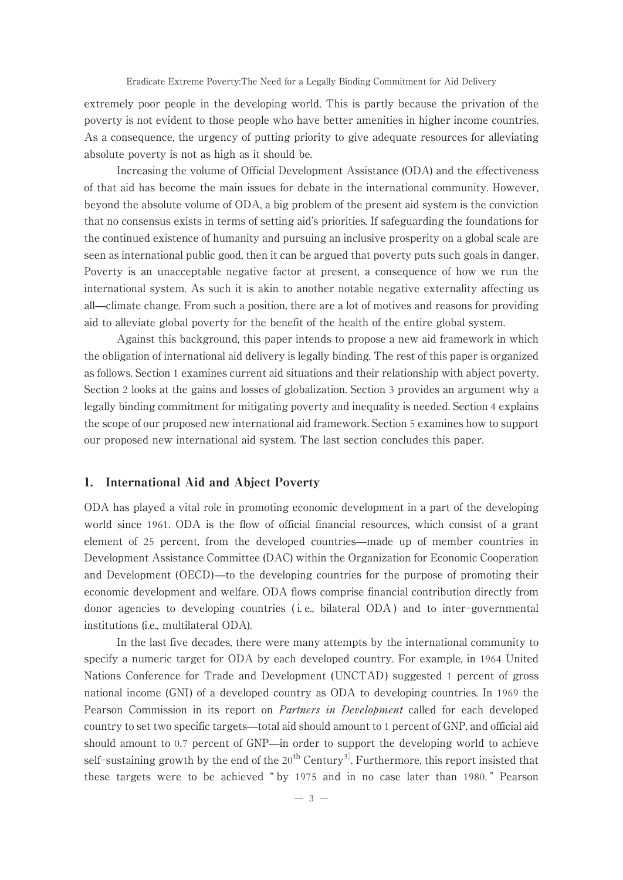extremely poor people in the developing world. This is partly because the privation of the poverty is not evident to those people who have better amenities in higher income countries. As a consequence, the urgency of putting priority to give adequate resources for alleviating absolute poverty is not as high as it should be.

Increasing the volume of Official Development Assistance (ODA) and the effectiveness of that aid has become the main issues for debate in the international community. However, beyond the absolute volume of ODA, a big problem of the present aid system is the conviction that no consensus exists in terms of setting aid's priorities. If safeguarding the foundations for the continued existence of humanity and pursuing an inclusive prosperity on a global scale are seen as international public good, then it can be argued that poverty puts such goals in danger. Poverty is an unacceptable negative factor at present, a consequence of how we run the international system. As such it is akin to another notable negative externality affecting us all—climate change. From such a position, there are a lot of motives and reasons for providing aid to alleviate global poverty for the benefit of the health of the entire global system.

Against this background, this paper intends to propose a new aid framework in which the obligation of international aid delivery is legally binding. The rest of this paper is organized as follows. Section 1 examines current aid situations and their relationship with abject poverty. Section 2 looks at the gains and losses of globalization. Section 3 provides an argument why a legally binding commitment for mitigating poverty and inequality is needed. Section 4 explains the scope of our proposed new international aid framework. Section 5 examines how to support our proposed new international aid system. The last section concludes this paper.

## 1. International Aid and Abject Poverty

ODA has played a vital role in promoting economic development in a part of the developing world since 1961. ODA is the flow of official financial resources, which consist of a grant element of 25 percent, from the developed countries—made up of member countries in Development Assistance Committee (DAC) within the Organization for Economic Cooperation and Development (OECD)—to the developing countries for the purpose of promoting their economic development and welfare. ODA flows comprise financial contribution directly from donor agencies to developing countries (i.e., bilateral ODA) and to inter-governmental institutions (i.e., multilateral ODA).

In the last five decades, there were many attempts by the international community to specify a numeric target for ODA by each developed country. For example, in 1964 United Nations Conference for Trade and Development (UNCTAD) suggested 1 percent of gross national income (GNI) of a developed country as ODA to developing countries. In 1969 the Pearson Commission in its report on *Partners in Development* called for each developed country to set two specific targets—total aid should amount to 1 percent of GNP, and official aid should amount to 0.7 percent of GNP—in order to support the developing world to achieve self-sustaining growth by the end of the 20th Century[3]. Furthermore, this report insisted that these targets were to be achieved "by 1975 and in no case later than 1980." Pearson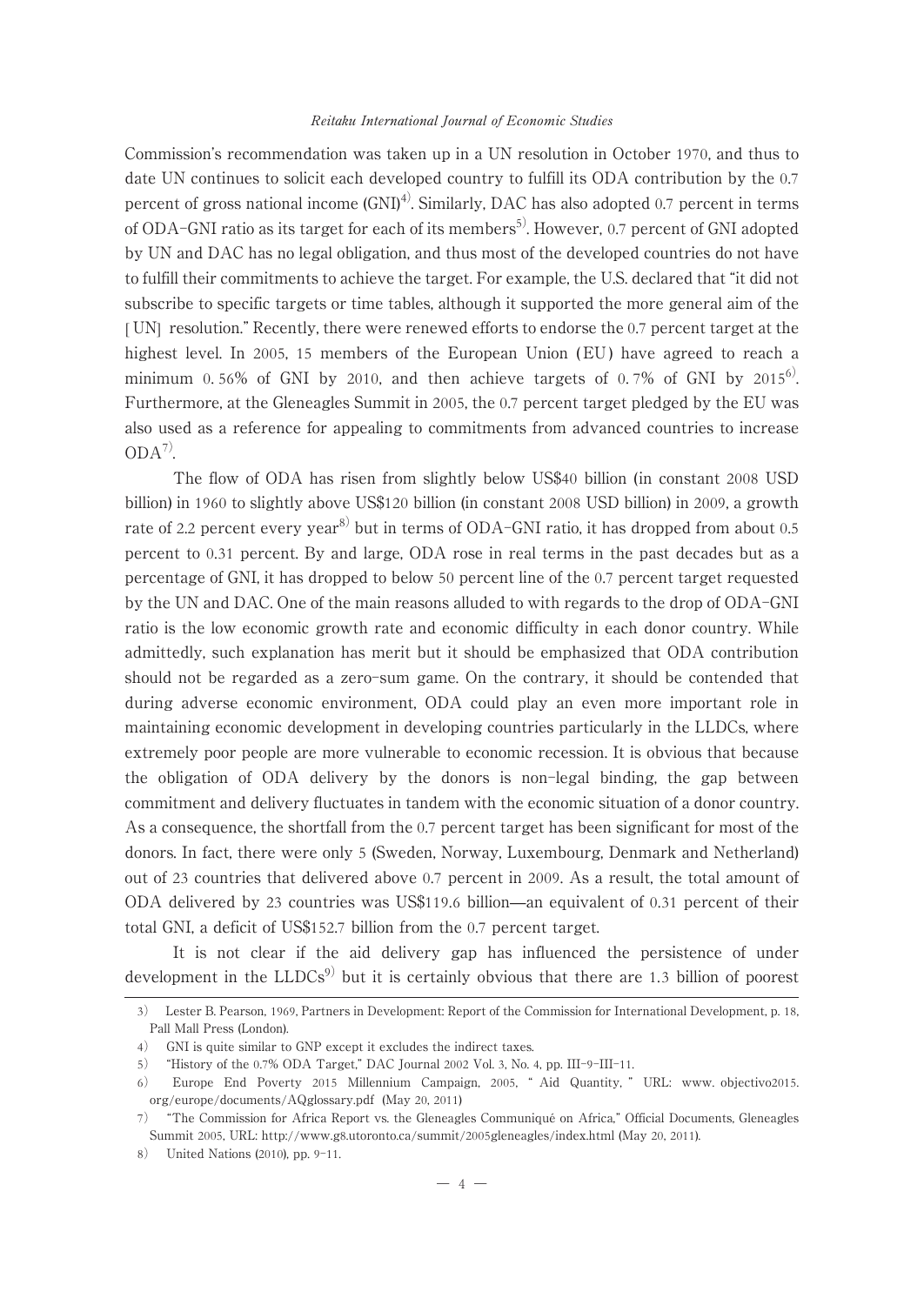Commission's recommendation was taken up in a UN resolution in October 1970, and thus to date UN continues to solicit each developed country to fulfill its ODA contribution by the 0.7 percent of gross national income (GNI)[4]. Similarly, DAC has also adopted 0.7 percent in terms of ODA-GNI ratio as its target for each of its members[5]. However, 0.7 percent of GNI adopted by UN and DAC has no legal obligation, and thus most of the developed countries do not have to fulfill their commitments to achieve the target. For example, the U.S. declared that "it did not subscribe to specific targets or time tables, although it supported the more general aim of the [UN] resolution." Recently, there were renewed efforts to endorse the 0.7 percent target at the highest level. In 2005, 15 members of the European Union (EU) have agreed to reach a minimum 0.56% of GNI by 2010, and then achieve targets of 0.7% of GNI by 2015[6]. Furthermore, at the Gleneagles Summit in 2005, the 0.7 percent target pledged by the EU was also used as a reference for appealing to commitments from advanced countries to increase ODA[7].

The flow of ODA has risen from slightly below US$40 billion (in constant 2008 USD billion) in 1960 to slightly above US$120 billion (in constant 2008 USD billion) in 2009, a growth rate of 2.2 percent every year[8] but in terms of ODA-GNI ratio, it has dropped from about 0.5 percent to 0.31 percent. By and large, ODA rose in real terms in the past decades but as a percentage of GNI, it has dropped to below 50 percent line of the 0.7 percent target requested by the UN and DAC. One of the main reasons alluded to with regards to the drop of ODA-GNI ratio is the low economic growth rate and economic difficulty in each donor country. While admittedly, such explanation has merit but it should be emphasized that ODA contribution should not be regarded as a zero-sum game. On the contrary, it should be contended that during adverse economic environment, ODA could play an even more important role in maintaining economic development in developing countries particularly in the LLDCs, where extremely poor people are more vulnerable to economic recession. It is obvious that because the obligation of ODA delivery by the donors is non-legal binding, the gap between commitment and delivery fluctuates in tandem with the economic situation of a donor country. As a consequence, the shortfall from the 0.7 percent target has been significant for most of the donors. In fact, there were only 5 (Sweden, Norway, Luxembourg, Denmark and Netherland) out of 23 countries that delivered above 0.7 percent in 2009. As a result, the total amount of ODA delivered by 23 countries was US$119.6 billion—an equivalent of 0.31 percent of their total GNI, a deficit of US$152.7 billion from the 0.7 percent target.

It is not clear if the aid delivery gap has influenced the persistence of under development in the LLDCs[9] but it is certainly obvious that there are 1.3 billion of poorest

---

3) Lester B. Pearson, 1969, Partners in Development: Report of the Commission for International Development, p. 18, Pall Mall Press (London).

4) GNI is quite similar to GNP except it excludes the indirect taxes.

5) "History of the 0.7% ODA Target," DAC Journal 2002 Vol. 3, No. 4, pp. III-9-III-11.

6) Europe End Poverty 2015 Millennium Campaign, 2005, "Aid Quantity," URL: www.objectivo2015.org/europe/documents/AQglossary.pdf (May 20, 2011)

7) "The Commission for Africa Report vs. the Gleneagles Communiqué on Africa," Official Documents, Gleneagles Summit 2005, URL: http://www.g8.utoronto.ca/summit/2005gleneagles/index.html (May 20, 2011).

8) United Nations (2010), pp. 9-11.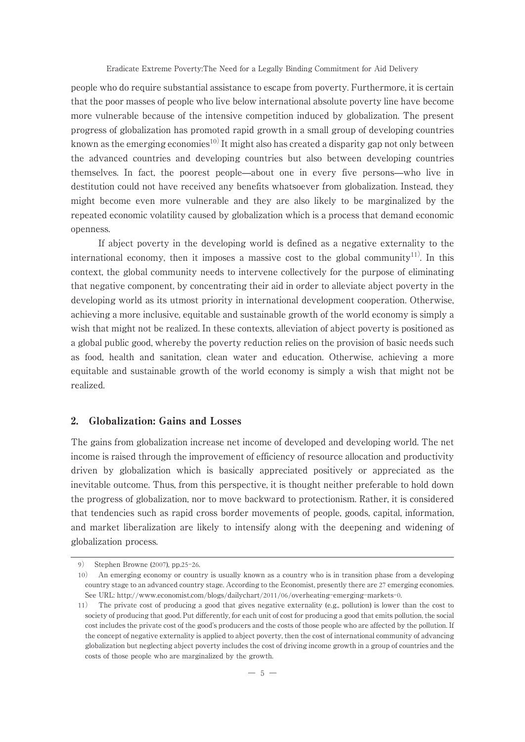people who do require substantial assistance to escape from poverty. Furthermore, it is certain that the poor masses of people who live below international absolute poverty line have become more vulnerable because of the intensive competition induced by globalization. The present progress of globalization has promoted rapid growth in a small group of developing countries known as the emerging economies[10] It might also has created a disparity gap not only between the advanced countries and developing countries but also between developing countries themselves. In fact, the poorest people—about one in every five persons—who live in destitution could not have received any benefits whatsoever from globalization. Instead, they might become even more vulnerable and they are also likely to be marginalized by the repeated economic volatility caused by globalization which is a process that demand economic openness.

If abject poverty in the developing world is defined as a negative externality to the international economy, then it imposes a massive cost to the global community[11]. In this context, the global community needs to intervene collectively for the purpose of eliminating that negative component, by concentrating their aid in order to alleviate abject poverty in the developing world as its utmost priority in international development cooperation. Otherwise, achieving a more inclusive, equitable and sustainable growth of the world economy is simply a wish that might not be realized. In these contexts, alleviation of abject poverty is positioned as a global public good, whereby the poverty reduction relies on the provision of basic needs such as food, health and sanitation, clean water and education. Otherwise, achieving a more equitable and sustainable growth of the world economy is simply a wish that might not be realized.

## 2. Globalization: Gains and Losses

The gains from globalization increase net income of developed and developing world. The net income is raised through the improvement of efficiency of resource allocation and productivity driven by globalization which is basically appreciated positively or appreciated as the inevitable outcome. Thus, from this perspective, it is thought neither preferable to hold down the progress of globalization, nor to move backward to protectionism. Rather, it is considered that tendencies such as rapid cross border movements of people, goods, capital, information, and market liberalization are likely to intensify along with the deepening and widening of globalization process.

---

9) Stephen Browne (2007), pp.25-26.

10) An emerging economy or country is usually known as a country who is in transition phase from a developing country stage to an advanced country stage. According to the Economist, presently there are 27 emerging economies. See URL: http://www.economist.com/blogs/dailychart/2011/06/overheating-emerging-markets-0.

11) The private cost of producing a good that gives negative externality (e.g., pollution) is lower than the cost to society of producing that good. Put differently, for each unit of cost for producing a good that emits pollution, the social cost includes the private cost of the good's producers and the costs of those people who are affected by the pollution. If the concept of negative externality is applied to abject poverty, then the cost of international community of advancing globalization but neglecting abject poverty includes the cost of driving income growth in a group of countries and the costs of those people who are marginalized by the growth.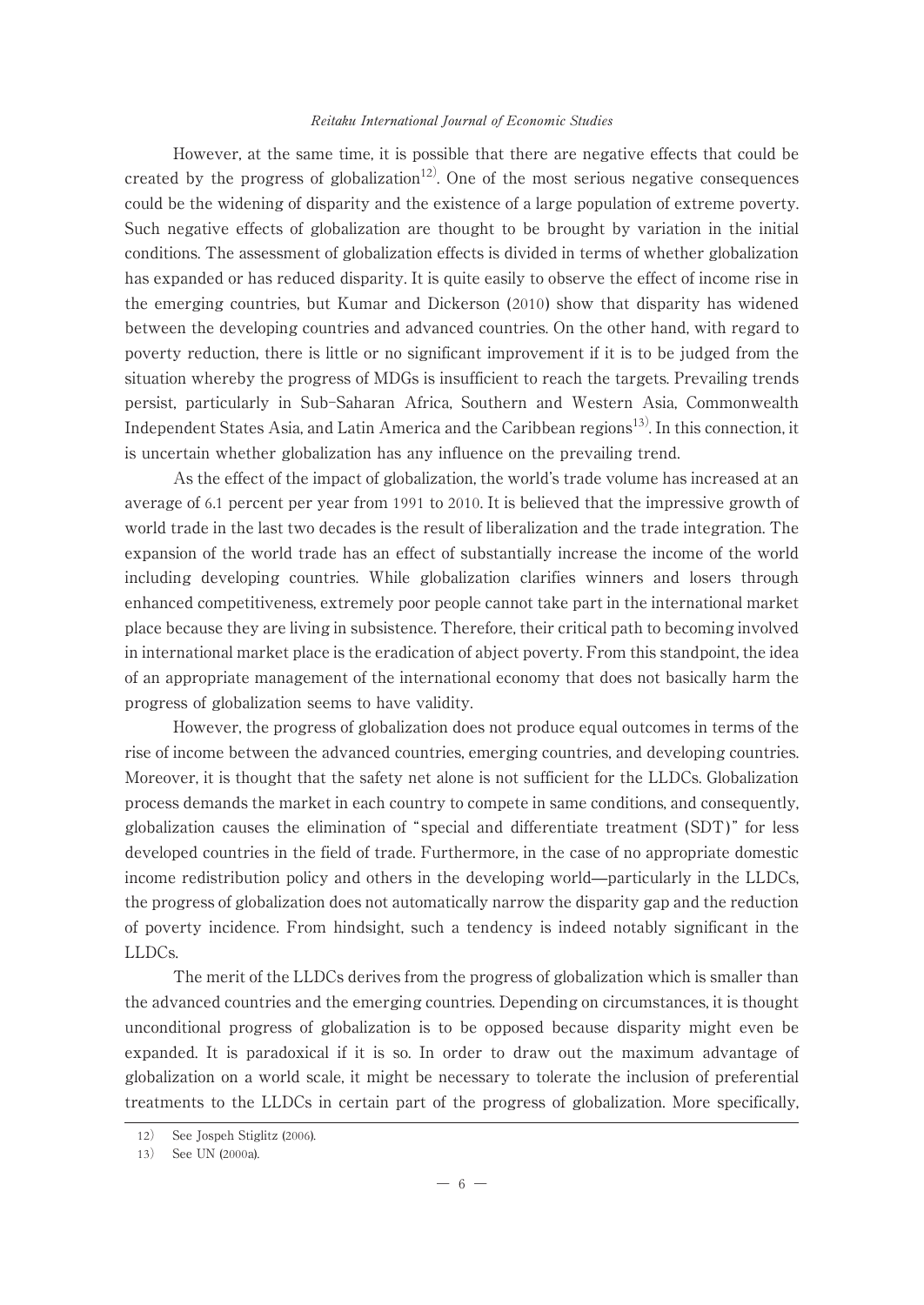However, at the same time, it is possible that there are negative effects that could be created by the progress of globalization[12]. One of the most serious negative consequences could be the widening of disparity and the existence of a large population of extreme poverty. Such negative effects of globalization are thought to be brought by variation in the initial conditions. The assessment of globalization effects is divided in terms of whether globalization has expanded or has reduced disparity. It is quite easily to observe the effect of income rise in the emerging countries, but Kumar and Dickerson (2010) show that disparity has widened between the developing countries and advanced countries. On the other hand, with regard to poverty reduction, there is little or no significant improvement if it is to be judged from the situation whereby the progress of MDGs is insufficient to reach the targets. Prevailing trends persist, particularly in Sub-Saharan Africa, Southern and Western Asia, Commonwealth Independent States Asia, and Latin America and the Caribbean regions[13]. In this connection, it is uncertain whether globalization has any influence on the prevailing trend.

As the effect of the impact of globalization, the world's trade volume has increased at an average of 6.1 percent per year from 1991 to 2010. It is believed that the impressive growth of world trade in the last two decades is the result of liberalization and the trade integration. The expansion of the world trade has an effect of substantially increase the income of the world including developing countries. While globalization clarifies winners and losers through enhanced competitiveness, extremely poor people cannot take part in the international market place because they are living in subsistence. Therefore, their critical path to becoming involved in international market place is the eradication of abject poverty. From this standpoint, the idea of an appropriate management of the international economy that does not basically harm the progress of globalization seems to have validity.

However, the progress of globalization does not produce equal outcomes in terms of the rise of income between the advanced countries, emerging countries, and developing countries. Moreover, it is thought that the safety net alone is not sufficient for the LLDCs. Globalization process demands the market in each country to compete in same conditions, and consequently, globalization causes the elimination of "special and differentiate treatment (SDT)" for less developed countries in the field of trade. Furthermore, in the case of no appropriate domestic income redistribution policy and others in the developing world—particularly in the LLDCs, the progress of globalization does not automatically narrow the disparity gap and the reduction of poverty incidence. From hindsight, such a tendency is indeed notably significant in the LLDCs.

The merit of the LLDCs derives from the progress of globalization which is smaller than the advanced countries and the emerging countries. Depending on circumstances, it is thought unconditional progress of globalization is to be opposed because disparity might even be expanded. It is paradoxical if it is so. In order to draw out the maximum advantage of globalization on a world scale, it might be necessary to tolerate the inclusion of preferential treatments to the LLDCs in certain part of the progress of globalization. More specifically,

12) See Jospeh Stiglitz (2006).

13) See UN (2000a).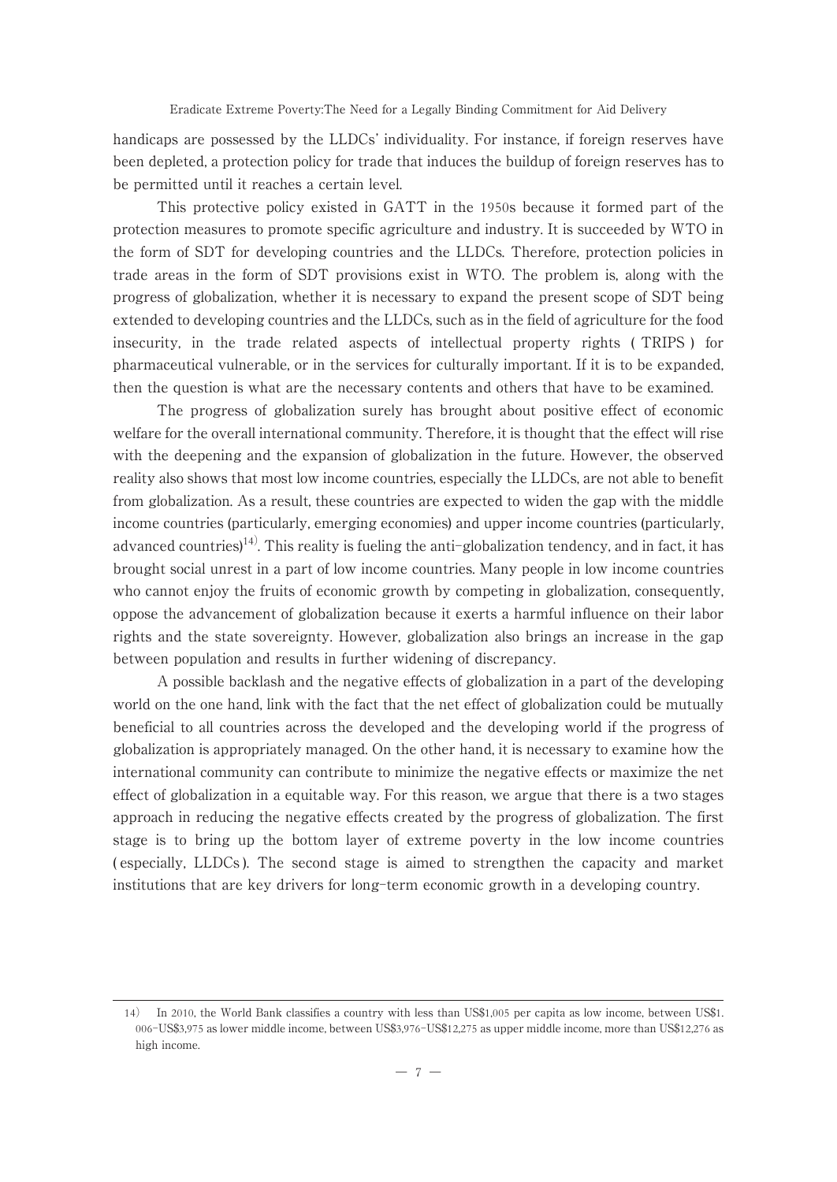handicaps are possessed by the LLDCs' individuality. For instance, if foreign reserves have been depleted, a protection policy for trade that induces the buildup of foreign reserves has to be permitted until it reaches a certain level.

This protective policy existed in GATT in the 1950s because it formed part of the protection measures to promote specific agriculture and industry. It is succeeded by WTO in the form of SDT for developing countries and the LLDCs. Therefore, protection policies in trade areas in the form of SDT provisions exist in WTO. The problem is, along with the progress of globalization, whether it is necessary to expand the present scope of SDT being extended to developing countries and the LLDCs, such as in the field of agriculture for the food insecurity, in the trade related aspects of intellectual property rights ( TRIPS ) for pharmaceutical vulnerable, or in the services for culturally important. If it is to be expanded, then the question is what are the necessary contents and others that have to be examined.

The progress of globalization surely has brought about positive effect of economic welfare for the overall international community. Therefore, it is thought that the effect will rise with the deepening and the expansion of globalization in the future. However, the observed reality also shows that most low income countries, especially the LLDCs, are not able to benefit from globalization. As a result, these countries are expected to widen the gap with the middle income countries (particularly, emerging economies) and upper income countries (particularly, advanced countries)[14]. This reality is fueling the anti-globalization tendency, and in fact, it has brought social unrest in a part of low income countries. Many people in low income countries who cannot enjoy the fruits of economic growth by competing in globalization, consequently, oppose the advancement of globalization because it exerts a harmful influence on their labor rights and the state sovereignty. However, globalization also brings an increase in the gap between population and results in further widening of discrepancy.

A possible backlash and the negative effects of globalization in a part of the developing world on the one hand, link with the fact that the net effect of globalization could be mutually beneficial to all countries across the developed and the developing world if the progress of globalization is appropriately managed. On the other hand, it is necessary to examine how the international community can contribute to minimize the negative effects or maximize the net effect of globalization in a equitable way. For this reason, we argue that there is a two stages approach in reducing the negative effects created by the progress of globalization. The first stage is to bring up the bottom layer of extreme poverty in the low income countries ( especially, LLDCs ). The second stage is aimed to strengthen the capacity and market institutions that are key drivers for long-term economic growth in a developing country.

---

14) In 2010, the World Bank classifies a country with less than US$1,005 per capita as low income, between US$1.006-US$3,975 as lower middle income, between US$3,976-US$12,275 as upper middle income, more than US$12,276 as high income.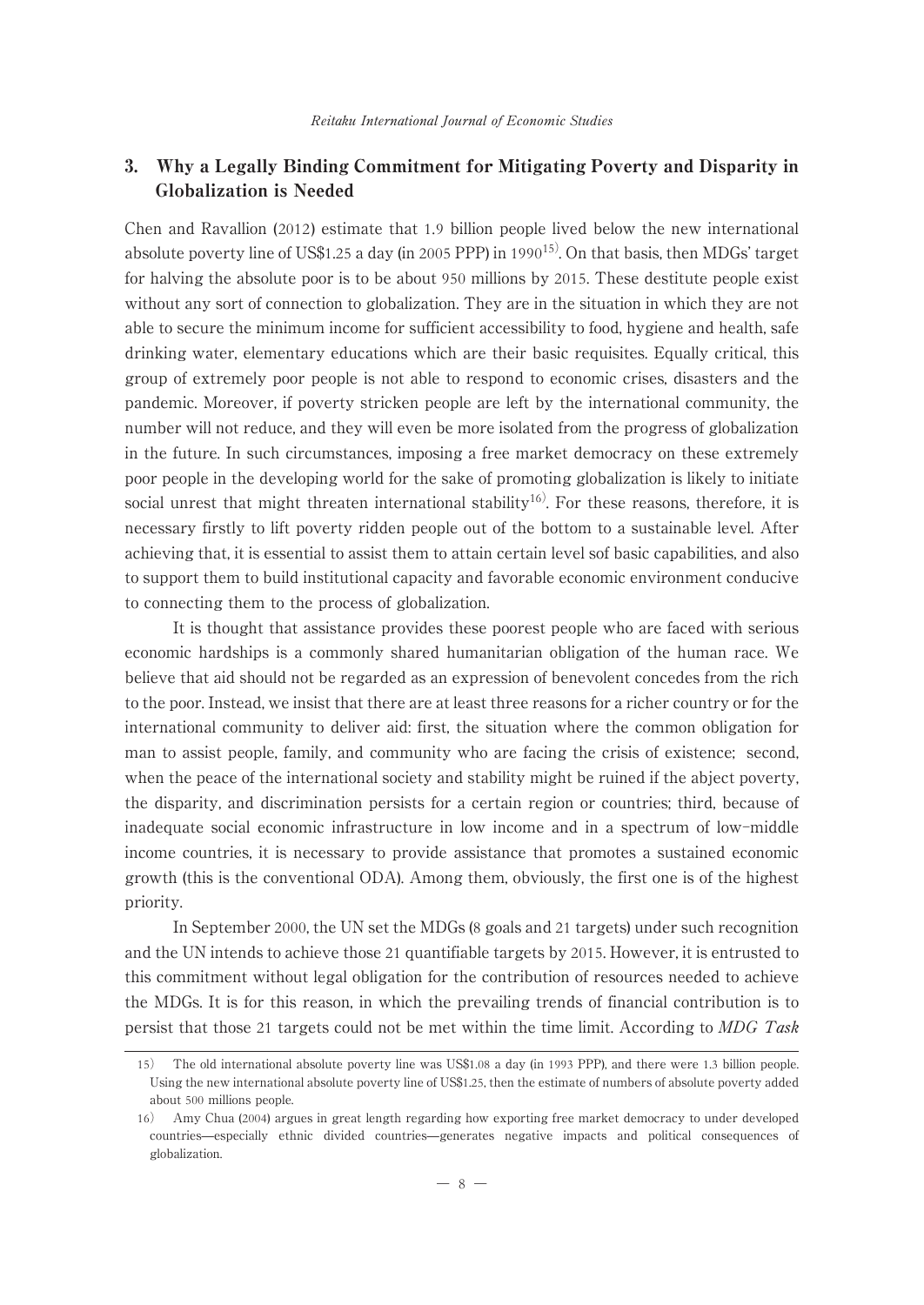## 3. Why a Legally Binding Commitment for Mitigating Poverty and Disparity in Globalization is Needed

Chen and Ravallion (2012) estimate that 1.9 billion people lived below the new international absolute poverty line of US$1.25 a day (in 2005 PPP) in 1990[15]. On that basis, then MDGs' target for halving the absolute poor is to be about 950 millions by 2015. These destitute people exist without any sort of connection to globalization. They are in the situation in which they are not able to secure the minimum income for sufficient accessibility to food, hygiene and health, safe drinking water, elementary educations which are their basic requisites. Equally critical, this group of extremely poor people is not able to respond to economic crises, disasters and the pandemic. Moreover, if poverty stricken people are left by the international community, the number will not reduce, and they will even be more isolated from the progress of globalization in the future. In such circumstances, imposing a free market democracy on these extremely poor people in the developing world for the sake of promoting globalization is likely to initiate social unrest that might threaten international stability[16]. For these reasons, therefore, it is necessary firstly to lift poverty ridden people out of the bottom to a sustainable level. After achieving that, it is essential to assist them to attain certain level sof basic capabilities, and also to support them to build institutional capacity and favorable economic environment conducive to connecting them to the process of globalization.

It is thought that assistance provides these poorest people who are faced with serious economic hardships is a commonly shared humanitarian obligation of the human race. We believe that aid should not be regarded as an expression of benevolent concedes from the rich to the poor. Instead, we insist that there are at least three reasons for a richer country or for the international community to deliver aid: first, the situation where the common obligation for man to assist people, family, and community who are facing the crisis of existence; second, when the peace of the international society and stability might be ruined if the abject poverty, the disparity, and discrimination persists for a certain region or countries; third, because of inadequate social economic infrastructure in low income and in a spectrum of low-middle income countries, it is necessary to provide assistance that promotes a sustained economic growth (this is the conventional ODA). Among them, obviously, the first one is of the highest priority.

In September 2000, the UN set the MDGs (8 goals and 21 targets) under such recognition and the UN intends to achieve those 21 quantifiable targets by 2015. However, it is entrusted to this commitment without legal obligation for the contribution of resources needed to achieve the MDGs. It is for this reason, in which the prevailing trends of financial contribution is to persist that those 21 targets could not be met within the time limit. According to *MDG Task*

15) The old international absolute poverty line was US$1.08 a day (in 1993 PPP), and there were 1.3 billion people. Using the new international absolute poverty line of US$1.25, then the estimate of numbers of absolute poverty added about 500 millions people.

16) Amy Chua (2004) argues in great length regarding how exporting free market democracy to under developed countries—especially ethnic divided countries—generates negative impacts and political consequences of globalization.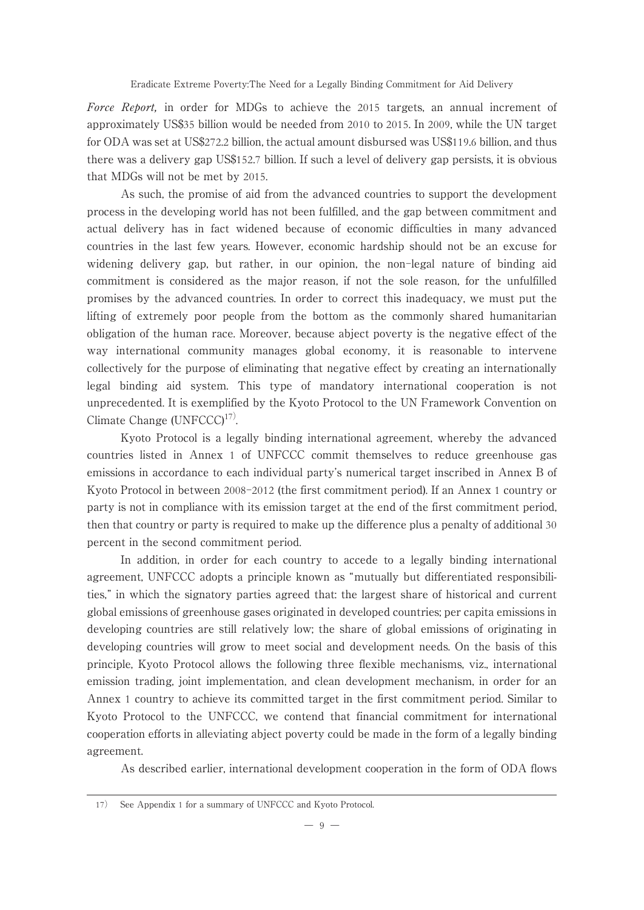*Force Report,* in order for MDGs to achieve the 2015 targets, an annual increment of approximately US$35 billion would be needed from 2010 to 2015. In 2009, while the UN target for ODA was set at US$272.2 billion, the actual amount disbursed was US$119.6 billion, and thus there was a delivery gap US$152.7 billion. If such a level of delivery gap persists, it is obvious that MDGs will not be met by 2015.

As such, the promise of aid from the advanced countries to support the development process in the developing world has not been fulfilled, and the gap between commitment and actual delivery has in fact widened because of economic difficulties in many advanced countries in the last few years. However, economic hardship should not be an excuse for widening delivery gap, but rather, in our opinion, the non-legal nature of binding aid commitment is considered as the major reason, if not the sole reason, for the unfulfilled promises by the advanced countries. In order to correct this inadequacy, we must put the lifting of extremely poor people from the bottom as the commonly shared humanitarian obligation of the human race. Moreover, because abject poverty is the negative effect of the way international community manages global economy, it is reasonable to intervene collectively for the purpose of eliminating that negative effect by creating an internationally legal binding aid system. This type of mandatory international cooperation is not unprecedented. It is exemplified by the Kyoto Protocol to the UN Framework Convention on Climate Change (UNFCCC)[17].

Kyoto Protocol is a legally binding international agreement, whereby the advanced countries listed in Annex 1 of UNFCCC commit themselves to reduce greenhouse gas emissions in accordance to each individual party's numerical target inscribed in Annex B of Kyoto Protocol in between 2008-2012 (the first commitment period). If an Annex 1 country or party is not in compliance with its emission target at the end of the first commitment period, then that country or party is required to make up the difference plus a penalty of additional 30 percent in the second commitment period.

In addition, in order for each country to accede to a legally binding international agreement, UNFCCC adopts a principle known as "mutually but differentiated responsibilities," in which the signatory parties agreed that: the largest share of historical and current global emissions of greenhouse gases originated in developed countries; per capita emissions in developing countries are still relatively low; the share of global emissions of originating in developing countries will grow to meet social and development needs. On the basis of this principle, Kyoto Protocol allows the following three flexible mechanisms, viz., international emission trading, joint implementation, and clean development mechanism, in order for an Annex 1 country to achieve its committed target in the first commitment period. Similar to Kyoto Protocol to the UNFCCC, we contend that financial commitment for international cooperation efforts in alleviating abject poverty could be made in the form of a legally binding agreement.

As described earlier, international development cooperation in the form of ODA flows

---

17) See Appendix 1 for a summary of UNFCCC and Kyoto Protocol.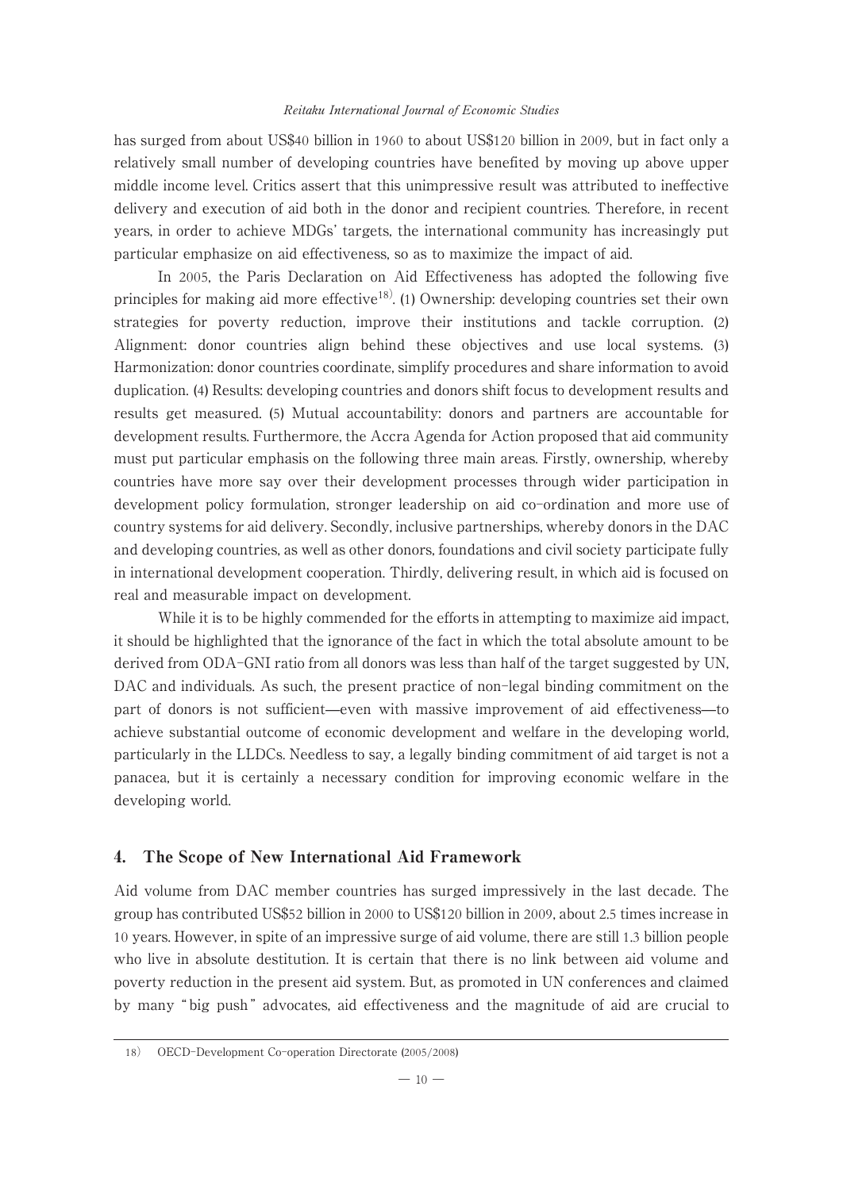has surged from about US$40 billion in 1960 to about US$120 billion in 2009, but in fact only a relatively small number of developing countries have benefited by moving up above upper middle income level. Critics assert that this unimpressive result was attributed to ineffective delivery and execution of aid both in the donor and recipient countries. Therefore, in recent years, in order to achieve MDGs' targets, the international community has increasingly put particular emphasize on aid effectiveness, so as to maximize the impact of aid.

In 2005, the Paris Declaration on Aid Effectiveness has adopted the following five principles for making aid more effective[18]. (1) Ownership: developing countries set their own strategies for poverty reduction, improve their institutions and tackle corruption. (2) Alignment: donor countries align behind these objectives and use local systems. (3) Harmonization: donor countries coordinate, simplify procedures and share information to avoid duplication. (4) Results: developing countries and donors shift focus to development results and results get measured. (5) Mutual accountability: donors and partners are accountable for development results. Furthermore, the Accra Agenda for Action proposed that aid community must put particular emphasis on the following three main areas. Firstly, ownership, whereby countries have more say over their development processes through wider participation in development policy formulation, stronger leadership on aid co-ordination and more use of country systems for aid delivery. Secondly, inclusive partnerships, whereby donors in the DAC and developing countries, as well as other donors, foundations and civil society participate fully in international development cooperation. Thirdly, delivering result, in which aid is focused on real and measurable impact on development.

While it is to be highly commended for the efforts in attempting to maximize aid impact, it should be highlighted that the ignorance of the fact in which the total absolute amount to be derived from ODA-GNI ratio from all donors was less than half of the target suggested by UN, DAC and individuals. As such, the present practice of non-legal binding commitment on the part of donors is not sufficient—even with massive improvement of aid effectiveness—to achieve substantial outcome of economic development and welfare in the developing world, particularly in the LLDCs. Needless to say, a legally binding commitment of aid target is not a panacea, but it is certainly a necessary condition for improving economic welfare in the developing world.

## 4. The Scope of New International Aid Framework

Aid volume from DAC member countries has surged impressively in the last decade. The group has contributed US$52 billion in 2000 to US$120 billion in 2009, about 2.5 times increase in 10 years. However, in spite of an impressive surge of aid volume, there are still 1.3 billion people who live in absolute destitution. It is certain that there is no link between aid volume and poverty reduction in the present aid system. But, as promoted in UN conferences and claimed by many "big push" advocates, aid effectiveness and the magnitude of aid are crucial to

---

18) OECD-Development Co-operation Directorate (2005/2008)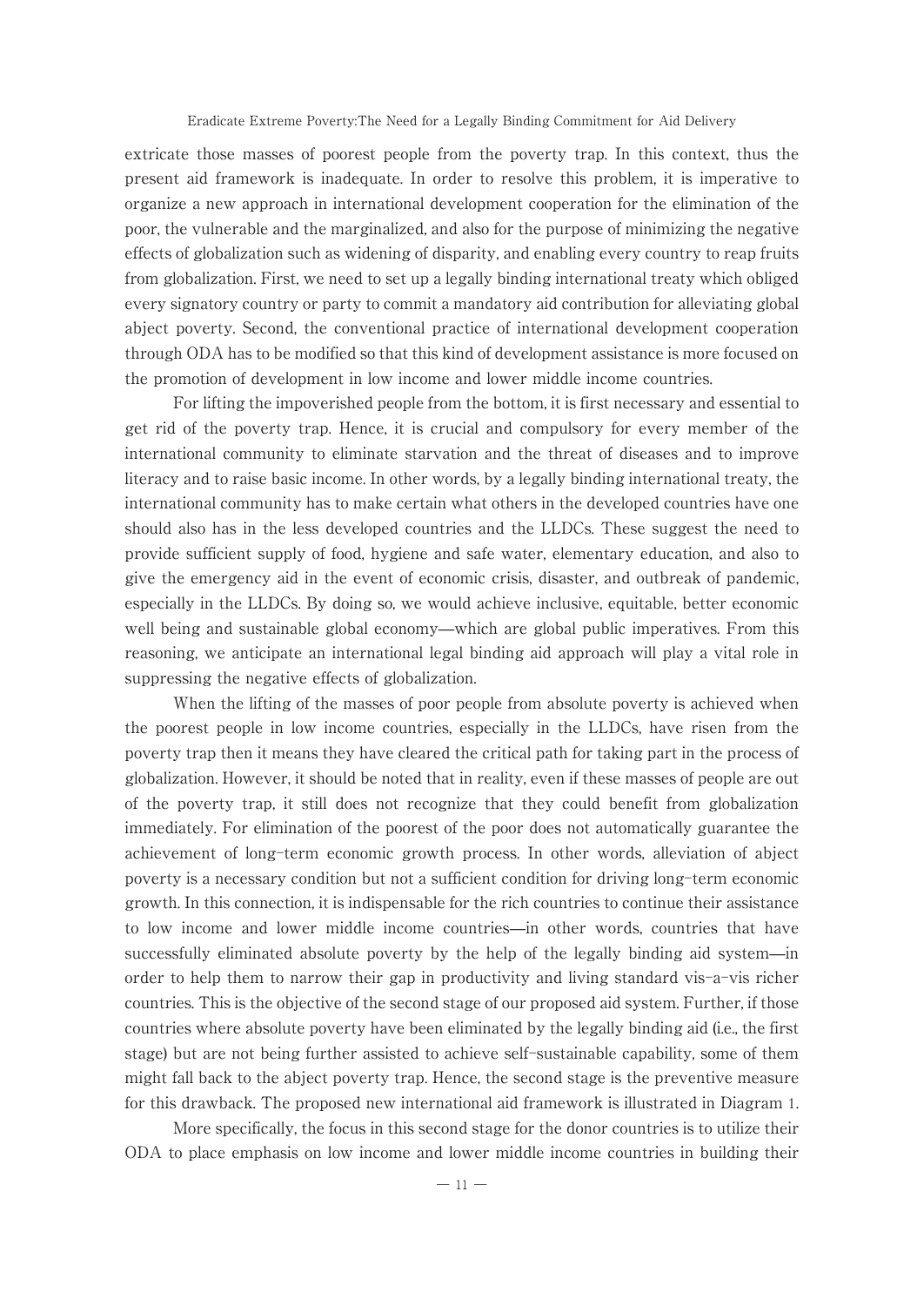extricate those masses of poorest people from the poverty trap. In this context, thus the present aid framework is inadequate. In order to resolve this problem, it is imperative to organize a new approach in international development cooperation for the elimination of the poor, the vulnerable and the marginalized, and also for the purpose of minimizing the negative effects of globalization such as widening of disparity, and enabling every country to reap fruits from globalization. First, we need to set up a legally binding international treaty which obliged every signatory country or party to commit a mandatory aid contribution for alleviating global abject poverty. Second, the conventional practice of international development cooperation through ODA has to be modified so that this kind of development assistance is more focused on the promotion of development in low income and lower middle income countries.

For lifting the impoverished people from the bottom, it is first necessary and essential to get rid of the poverty trap. Hence, it is crucial and compulsory for every member of the international community to eliminate starvation and the threat of diseases and to improve literacy and to raise basic income. In other words, by a legally binding international treaty, the international community has to make certain what others in the developed countries have one should also has in the less developed countries and the LLDCs. These suggest the need to provide sufficient supply of food, hygiene and safe water, elementary education, and also to give the emergency aid in the event of economic crisis, disaster, and outbreak of pandemic, especially in the LLDCs. By doing so, we would achieve inclusive, equitable, better economic well being and sustainable global economy—which are global public imperatives. From this reasoning, we anticipate an international legal binding aid approach will play a vital role in suppressing the negative effects of globalization.

When the lifting of the masses of poor people from absolute poverty is achieved when the poorest people in low income countries, especially in the LLDCs, have risen from the poverty trap then it means they have cleared the critical path for taking part in the process of globalization. However, it should be noted that in reality, even if these masses of people are out of the poverty trap, it still does not recognize that they could benefit from globalization immediately. For elimination of the poorest of the poor does not automatically guarantee the achievement of long-term economic growth process. In other words, alleviation of abject poverty is a necessary condition but not a sufficient condition for driving long-term economic growth. In this connection, it is indispensable for the rich countries to continue their assistance to low income and lower middle income countries—in other words, countries that have successfully eliminated absolute poverty by the help of the legally binding aid system—in order to help them to narrow their gap in productivity and living standard vis-a-vis richer countries. This is the objective of the second stage of our proposed aid system. Further, if those countries where absolute poverty have been eliminated by the legally binding aid (i.e., the first stage) but are not being further assisted to achieve self-sustainable capability, some of them might fall back to the abject poverty trap. Hence, the second stage is the preventive measure for this drawback. The proposed new international aid framework is illustrated in Diagram 1.

More specifically, the focus in this second stage for the donor countries is to utilize their ODA to place emphasis on low income and lower middle income countries in building their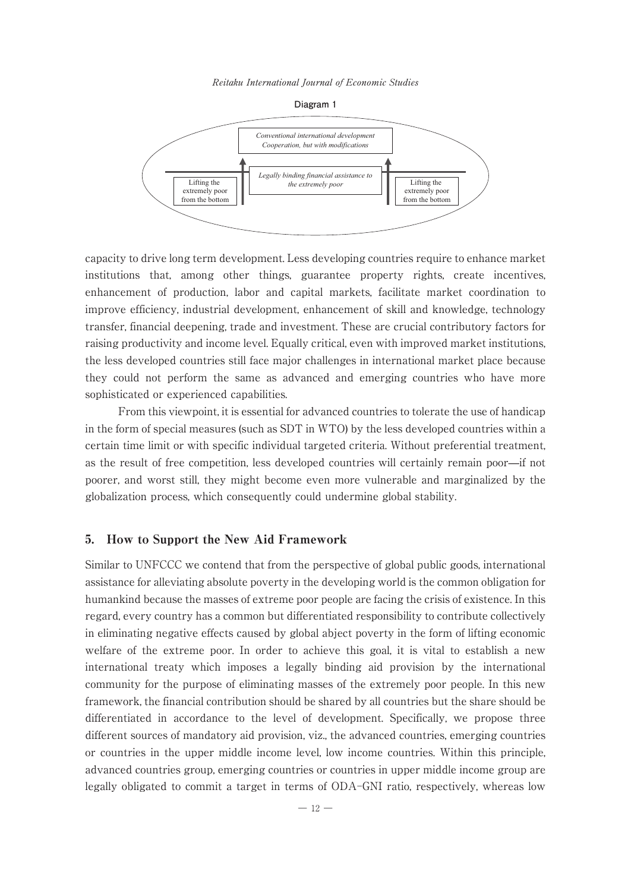**Diagram 1**

*Conventional international development Cooperation, but with modifications*

*Legally binding financial assistance to the extremely poor*

Lifting the extremely poor from the bottom

Lifting the extremely poor from the bottom

capacity to drive long term development. Less developing countries require to enhance market institutions that, among other things, guarantee property rights, create incentives, enhancement of production, labor and capital markets, facilitate market coordination to improve efficiency, industrial development, enhancement of skill and knowledge, technology transfer, financial deepening, trade and investment. These are crucial contributory factors for raising productivity and income level. Equally critical, even with improved market institutions, the less developed countries still face major challenges in international market place because they could not perform the same as advanced and emerging countries who have more sophisticated or experienced capabilities.

From this viewpoint, it is essential for advanced countries to tolerate the use of handicap in the form of special measures (such as SDT in WTO) by the less developed countries within a certain time limit or with specific individual targeted criteria. Without preferential treatment, as the result of free competition, less developed countries will certainly remain poor—if not poorer, and worst still, they might become even more vulnerable and marginalized by the globalization process, which consequently could undermine global stability.

## 5. How to Support the New Aid Framework

Similar to UNFCCC we contend that from the perspective of global public goods, international assistance for alleviating absolute poverty in the developing world is the common obligation for humankind because the masses of extreme poor people are facing the crisis of existence. In this regard, every country has a common but differentiated responsibility to contribute collectively in eliminating negative effects caused by global abject poverty in the form of lifting economic welfare of the extreme poor. In order to achieve this goal, it is vital to establish a new international treaty which imposes a legally binding aid provision by the international community for the purpose of eliminating masses of the extremely poor people. In this new framework, the financial contribution should be shared by all countries but the share should be differentiated in accordance to the level of development. Specifically, we propose three different sources of mandatory aid provision, viz., the advanced countries, emerging countries or countries in the upper middle income level, low income countries. Within this principle, advanced countries group, emerging countries or countries in upper middle income group are legally obligated to commit a target in terms of ODA-GNI ratio, respectively, whereas low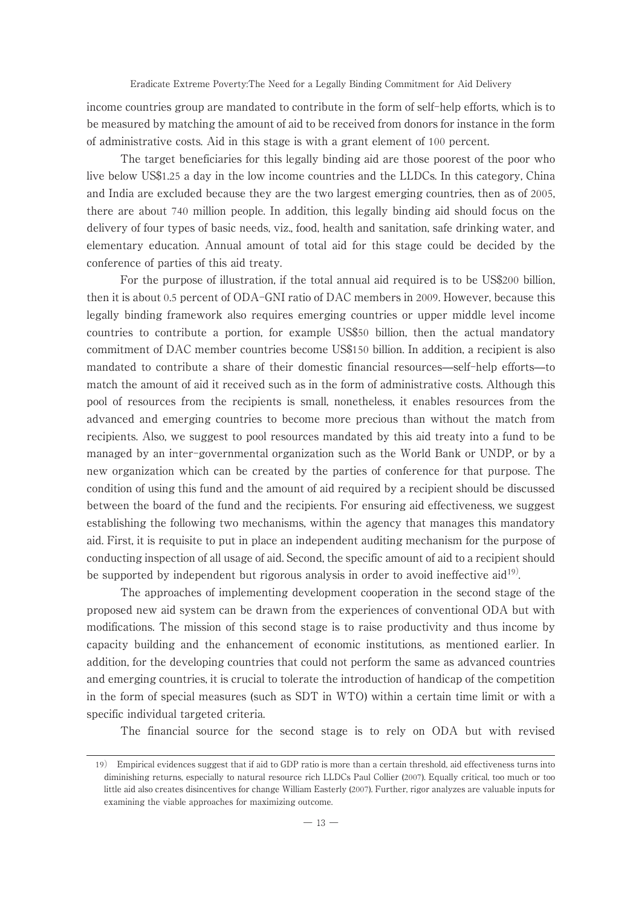income countries group are mandated to contribute in the form of self-help efforts, which is to be measured by matching the amount of aid to be received from donors for instance in the form of administrative costs. Aid in this stage is with a grant element of 100 percent.

The target beneficiaries for this legally binding aid are those poorest of the poor who live below US$1.25 a day in the low income countries and the LLDCs. In this category, China and India are excluded because they are the two largest emerging countries, then as of 2005, there are about 740 million people. In addition, this legally binding aid should focus on the delivery of four types of basic needs, viz., food, health and sanitation, safe drinking water, and elementary education. Annual amount of total aid for this stage could be decided by the conference of parties of this aid treaty.

For the purpose of illustration, if the total annual aid required is to be US$200 billion, then it is about 0.5 percent of ODA-GNI ratio of DAC members in 2009. However, because this legally binding framework also requires emerging countries or upper middle level income countries to contribute a portion, for example US$50 billion, then the actual mandatory commitment of DAC member countries become US$150 billion. In addition, a recipient is also mandated to contribute a share of their domestic financial resources—self-help efforts—to match the amount of aid it received such as in the form of administrative costs. Although this pool of resources from the recipients is small, nonetheless, it enables resources from the advanced and emerging countries to become more precious than without the match from recipients. Also, we suggest to pool resources mandated by this aid treaty into a fund to be managed by an inter-governmental organization such as the World Bank or UNDP, or by a new organization which can be created by the parties of conference for that purpose. The condition of using this fund and the amount of aid required by a recipient should be discussed between the board of the fund and the recipients. For ensuring aid effectiveness, we suggest establishing the following two mechanisms, within the agency that manages this mandatory aid. First, it is requisite to put in place an independent auditing mechanism for the purpose of conducting inspection of all usage of aid. Second, the specific amount of aid to a recipient should be supported by independent but rigorous analysis in order to avoid ineffective aid[19].

The approaches of implementing development cooperation in the second stage of the proposed new aid system can be drawn from the experiences of conventional ODA but with modifications. The mission of this second stage is to raise productivity and thus income by capacity building and the enhancement of economic institutions, as mentioned earlier. In addition, for the developing countries that could not perform the same as advanced countries and emerging countries, it is crucial to tolerate the introduction of handicap of the competition in the form of special measures (such as SDT in WTO) within a certain time limit or with a specific individual targeted criteria.

The financial source for the second stage is to rely on ODA but with revised

---

19) Empirical evidences suggest that if aid to GDP ratio is more than a certain threshold, aid effectiveness turns into diminishing returns, especially to natural resource rich LLDCs Paul Collier (2007). Equally critical, too much or too little aid also creates disincentives for change William Easterly (2007). Further, rigor analyzes are valuable inputs for examining the viable approaches for maximizing outcome.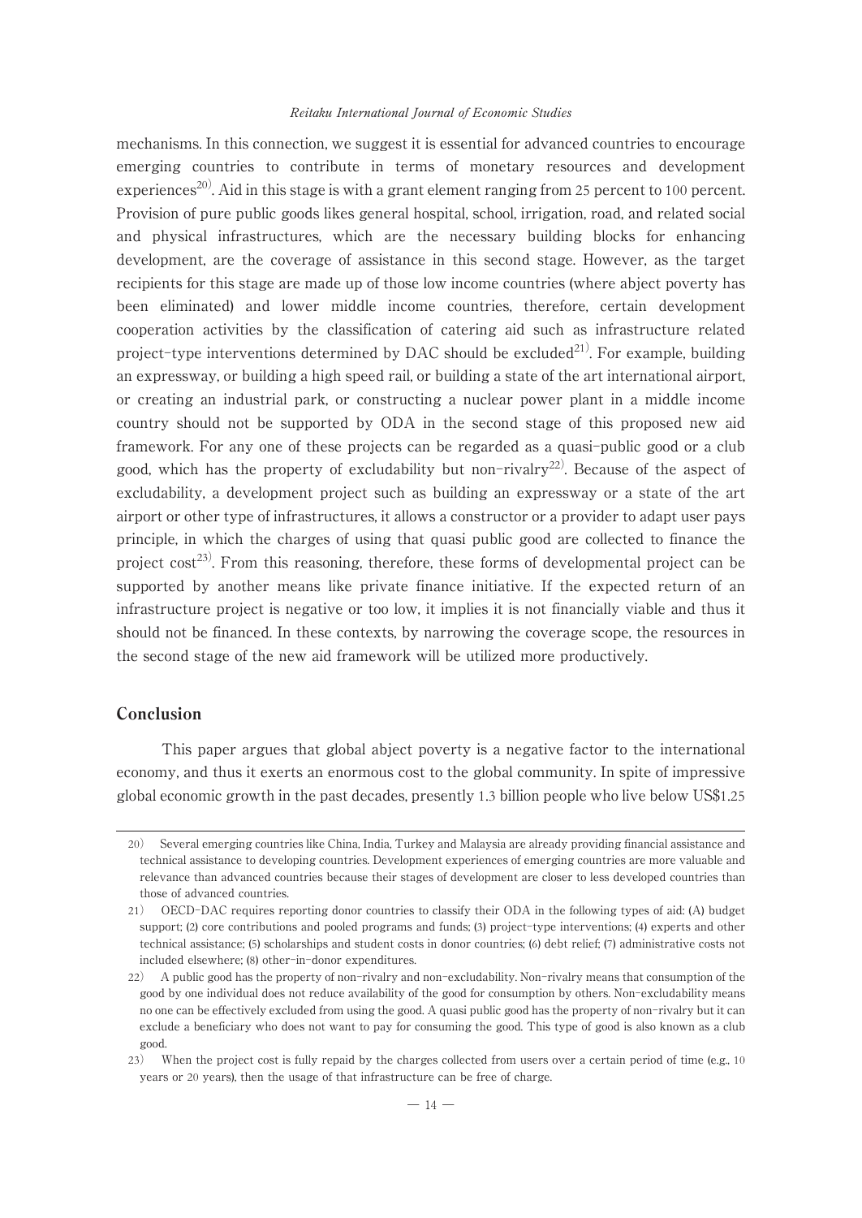mechanisms. In this connection, we suggest it is essential for advanced countries to encourage emerging countries to contribute in terms of monetary resources and development experiences[20]. Aid in this stage is with a grant element ranging from 25 percent to 100 percent. Provision of pure public goods likes general hospital, school, irrigation, road, and related social and physical infrastructures, which are the necessary building blocks for enhancing development, are the coverage of assistance in this second stage. However, as the target recipients for this stage are made up of those low income countries (where abject poverty has been eliminated) and lower middle income countries, therefore, certain development cooperation activities by the classification of catering aid such as infrastructure related project-type interventions determined by DAC should be excluded[21]. For example, building an expressway, or building a high speed rail, or building a state of the art international airport, or creating an industrial park, or constructing a nuclear power plant in a middle income country should not be supported by ODA in the second stage of this proposed new aid framework. For any one of these projects can be regarded as a quasi-public good or a club good, which has the property of excludability but non-rivalry[22]. Because of the aspect of excludability, a development project such as building an expressway or a state of the art airport or other type of infrastructures, it allows a constructor or a provider to adapt user pays principle, in which the charges of using that quasi public good are collected to finance the project cost[23]. From this reasoning, therefore, these forms of developmental project can be supported by another means like private finance initiative. If the expected return of an infrastructure project is negative or too low, it implies it is not financially viable and thus it should not be financed. In these contexts, by narrowing the coverage scope, the resources in the second stage of the new aid framework will be utilized more productively.

## Conclusion

This paper argues that global abject poverty is a negative factor to the international economy, and thus it exerts an enormous cost to the global community. In spite of impressive global economic growth in the past decades, presently 1.3 billion people who live below US$1.25

---

20) Several emerging countries like China, India, Turkey and Malaysia are already providing financial assistance and technical assistance to developing countries. Development experiences of emerging countries are more valuable and relevance than advanced countries because their stages of development are closer to less developed countries than those of advanced countries.

21) OECD-DAC requires reporting donor countries to classify their ODA in the following types of aid: (A) budget support; (2) core contributions and pooled programs and funds; (3) project-type interventions; (4) experts and other technical assistance; (5) scholarships and student costs in donor countries; (6) debt relief; (7) administrative costs not included elsewhere; (8) other-in-donor expenditures.

22) A public good has the property of non-rivalry and non-excludability. Non-rivalry means that consumption of the good by one individual does not reduce availability of the good for consumption by others. Non-excludability means no one can be effectively excluded from using the good. A quasi public good has the property of non-rivalry but it can exclude a beneficiary who does not want to pay for consuming the good. This type of good is also known as a club good.

23) When the project cost is fully repaid by the charges collected from users over a certain period of time (e.g., 10 years or 20 years), then the usage of that infrastructure can be free of charge.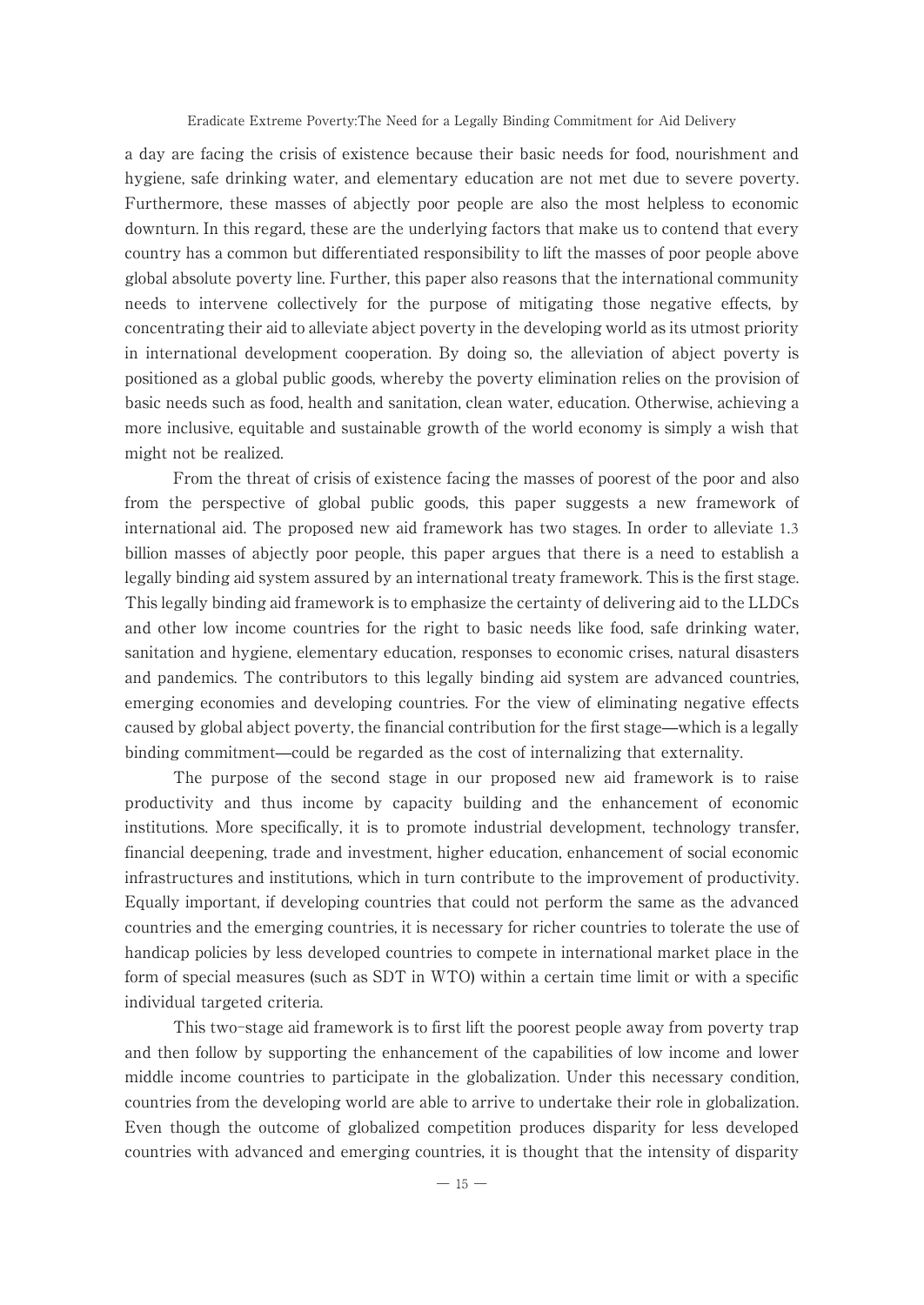a day are facing the crisis of existence because their basic needs for food, nourishment and hygiene, safe drinking water, and elementary education are not met due to severe poverty. Furthermore, these masses of abjectly poor people are also the most helpless to economic downturn. In this regard, these are the underlying factors that make us to contend that every country has a common but differentiated responsibility to lift the masses of poor people above global absolute poverty line. Further, this paper also reasons that the international community needs to intervene collectively for the purpose of mitigating those negative effects, by concentrating their aid to alleviate abject poverty in the developing world as its utmost priority in international development cooperation. By doing so, the alleviation of abject poverty is positioned as a global public goods, whereby the poverty elimination relies on the provision of basic needs such as food, health and sanitation, clean water, education. Otherwise, achieving a more inclusive, equitable and sustainable growth of the world economy is simply a wish that might not be realized.

From the threat of crisis of existence facing the masses of poorest of the poor and also from the perspective of global public goods, this paper suggests a new framework of international aid. The proposed new aid framework has two stages. In order to alleviate 1.3 billion masses of abjectly poor people, this paper argues that there is a need to establish a legally binding aid system assured by an international treaty framework. This is the first stage. This legally binding aid framework is to emphasize the certainty of delivering aid to the LLDCs and other low income countries for the right to basic needs like food, safe drinking water, sanitation and hygiene, elementary education, responses to economic crises, natural disasters and pandemics. The contributors to this legally binding aid system are advanced countries, emerging economies and developing countries. For the view of eliminating negative effects caused by global abject poverty, the financial contribution for the first stage—which is a legally binding commitment—could be regarded as the cost of internalizing that externality.

The purpose of the second stage in our proposed new aid framework is to raise productivity and thus income by capacity building and the enhancement of economic institutions. More specifically, it is to promote industrial development, technology transfer, financial deepening, trade and investment, higher education, enhancement of social economic infrastructures and institutions, which in turn contribute to the improvement of productivity. Equally important, if developing countries that could not perform the same as the advanced countries and the emerging countries, it is necessary for richer countries to tolerate the use of handicap policies by less developed countries to compete in international market place in the form of special measures (such as SDT in WTO) within a certain time limit or with a specific individual targeted criteria.

This two-stage aid framework is to first lift the poorest people away from poverty trap and then follow by supporting the enhancement of the capabilities of low income and lower middle income countries to participate in the globalization. Under this necessary condition, countries from the developing world are able to arrive to undertake their role in globalization. Even though the outcome of globalized competition produces disparity for less developed countries with advanced and emerging countries, it is thought that the intensity of disparity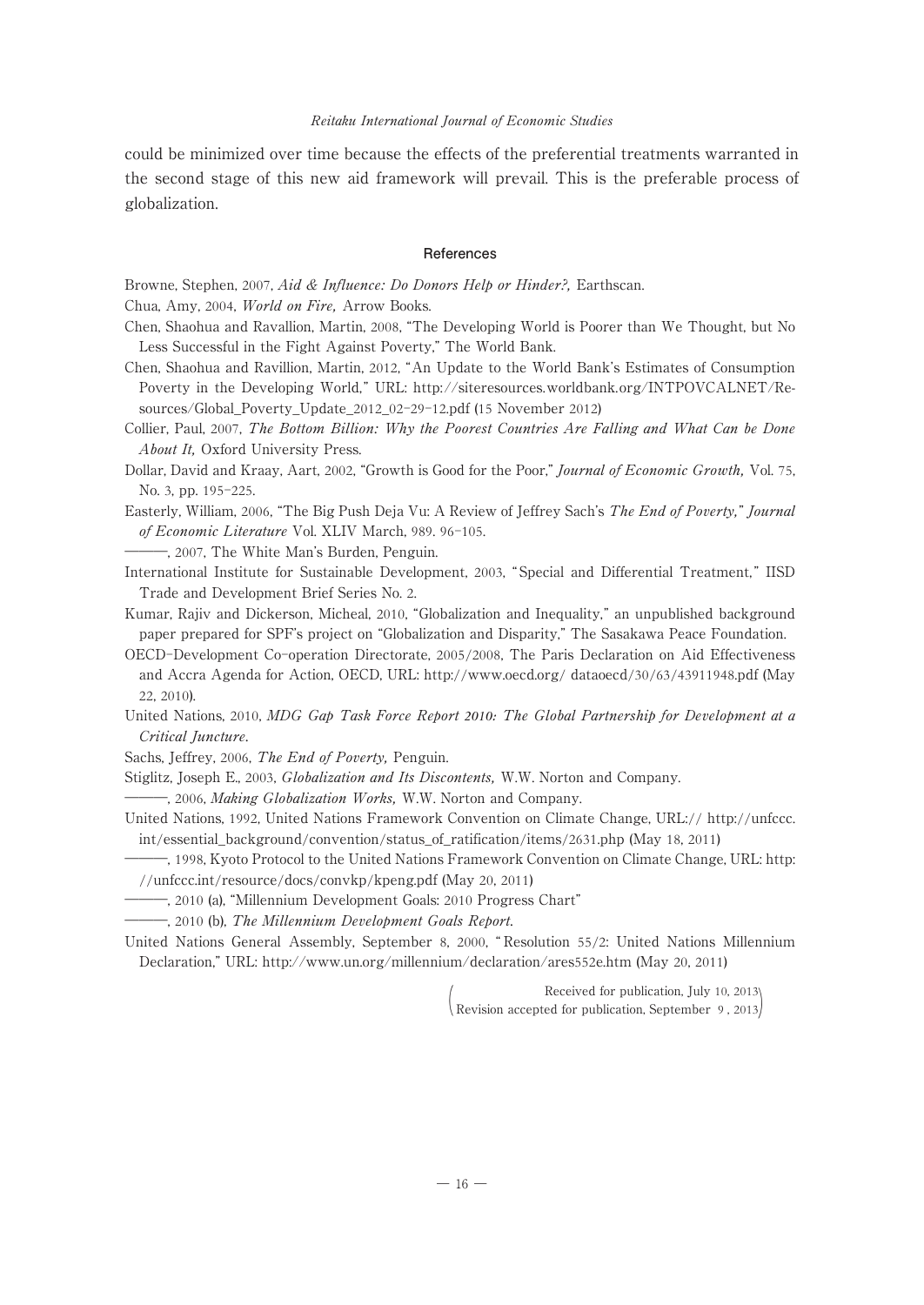could be minimized over time because the effects of the preferential treatments warranted in the second stage of this new aid framework will prevail. This is the preferable process of globalization.

## References

Browne, Stephen, 2007, *Aid & Influence: Do Donors Help or Hinder?,* Earthscan.

Chua, Amy, 2004, *World on Fire,* Arrow Books.

Chen, Shaohua and Ravallion, Martin, 2008, "The Developing World is Poorer than We Thought, but No Less Successful in the Fight Against Poverty," The World Bank.

Chen, Shaohua and Ravillion, Martin, 2012, "An Update to the World Bank's Estimates of Consumption Poverty in the Developing World," URL: http://siteresources.worldbank.org/INTPOVCALNET/Resources/Global_Poverty_Update_2012_02-29-12.pdf (15 November 2012)

Collier, Paul, 2007, *The Bottom Billion: Why the Poorest Countries Are Falling and What Can be Done About It,* Oxford University Press.

Dollar, David and Kraay, Aart, 2002, "Growth is Good for the Poor," *Journal of Economic Growth,* Vol. 75, No. 3, pp. 195-225.

Easterly, William, 2006, "The Big Push Deja Vu: A Review of Jeffrey Sach's *The End of Poverty,*" *Journal of Economic Literature* Vol. XLIV March, 989. 96-105.

———, 2007, The White Man's Burden, Penguin.

International Institute for Sustainable Development, 2003, "Special and Differential Treatment," IISD Trade and Development Brief Series No. 2.

Kumar, Rajiv and Dickerson, Micheal, 2010, "Globalization and Inequality," an unpublished background paper prepared for SPF's project on "Globalization and Disparity," The Sasakawa Peace Foundation.

OECD-Development Co-operation Directorate, 2005/2008, The Paris Declaration on Aid Effectiveness and Accra Agenda for Action, OECD, URL: http://www.oecd.org/ dataoecd/30/63/43911948.pdf (May 22, 2010).

United Nations, 2010, *MDG Gap Task Force Report 2010: The Global Partnership for Development at a Critical Juncture.*

Sachs, Jeffrey, 2006, *The End of Poverty,* Penguin.

Stiglitz, Joseph E., 2003, *Globalization and Its Discontents,* W.W. Norton and Company.

———, 2006, *Making Globalization Works,* W.W. Norton and Company.

United Nations, 1992, United Nations Framework Convention on Climate Change, URL:// http://unfccc.int/essential_background/convention/status_of_ratification/items/2631.php (May 18, 2011)

———, 1998, Kyoto Protocol to the United Nations Framework Convention on Climate Change, URL: http://unfccc.int/resource/docs/convkp/kpeng.pdf (May 20, 2011)

———, 2010 (a), "Millennium Development Goals: 2010 Progress Chart"

———, 2010 (b), *The Millennium Development Goals Report.*

United Nations General Assembly, September 8, 2000, "Resolution 55/2: United Nations Millennium Declaration," URL: http://www.un.org/millennium/declaration/ares552e.htm (May 20, 2011)

(Received for publication, July 10, 2013
Revision accepted for publication, September 9, 2013)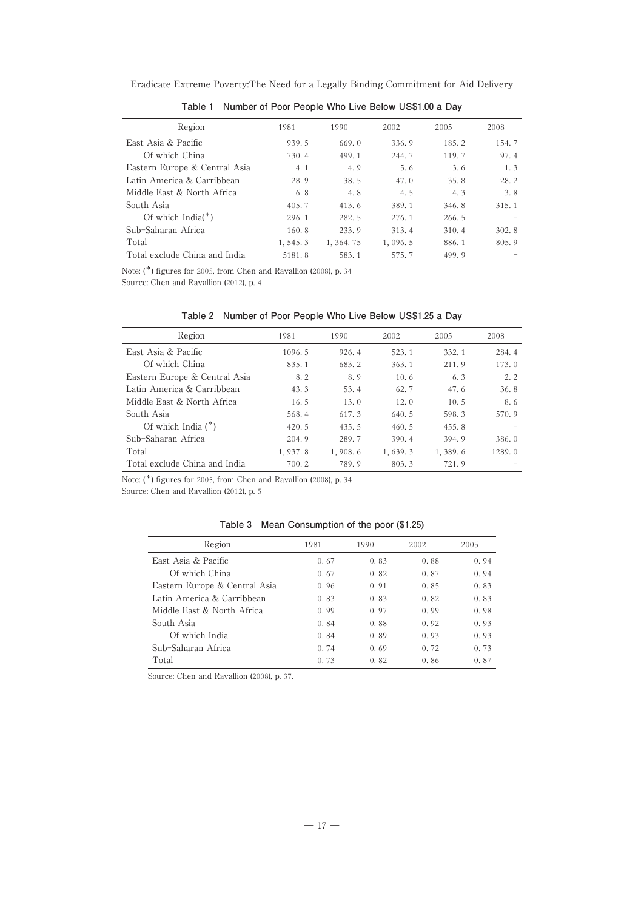**Table 1 Number of Poor People Who Live Below US$1.00 a Day**

| Region | 1981 | 1990 | 2002 | 2005 | 2008 |
|---|---|---|---|---|---|
| East Asia & Pacific | 939.5 | 669.0 | 336.9 | 185.2 | 154.7 |
| Of which China | 730.4 | 499.1 | 244.7 | 119.7 | 97.4 |
| Eastern Europe & Central Asia | 4.1 | 4.9 | 5.6 | 3.6 | 1.3 |
| Latin America & Carribbean | 28.9 | 38.5 | 47.0 | 35.8 | 28.2 |
| Middle East & North Africa | 6.8 | 4.8 | 4.5 | 4.3 | 3.8 |
| South Asia | 405.7 | 413.6 | 389.1 | 346.8 | 315.1 |
| Of which India(*) | 296.1 | 282.5 | 276.1 | 266.5 | – |
| Sub-Saharan Africa | 160.8 | 233.9 | 313.4 | 310.4 | 302.8 |
| Total | 1,545.3 | 1,364.75 | 1,096.5 | 886.1 | 805.9 |
| Total exclude China and India | 5181.8 | 583.1 | 575.7 | 499.9 | – |

Note: (*) figures for 2005, from Chen and Ravallion (2008), p. 34

Source: Chen and Ravallion (2012), p. 4

**Table 2 Number of Poor People Who Live Below US$1.25 a Day**

| Region | 1981 | 1990 | 2002 | 2005 | 2008 |
|---|---|---|---|---|---|
| East Asia & Pacific | 1096.5 | 926.4 | 523.1 | 332.1 | 284.4 |
| Of which China | 835.1 | 683.2 | 363.1 | 211.9 | 173.0 |
| Eastern Europe & Central Asia | 8.2 | 8.9 | 10.6 | 6.3 | 2.2 |
| Latin America & Carribbean | 43.3 | 53.4 | 62.7 | 47.6 | 36.8 |
| Middle East & North Africa | 16.5 | 13.0 | 12.0 | 10.5 | 8.6 |
| South Asia | 568.4 | 617.3 | 640.5 | 598.3 | 570.9 |
| Of which India (*) | 420.5 | 435.5 | 460.5 | 455.8 | – |
| Sub-Saharan Africa | 204.9 | 289.7 | 390.4 | 394.9 | 386.0 |
| Total | 1,937.8 | 1,908.6 | 1,639.3 | 1,389.6 | 1289.0 |
| Total exclude China and India | 700.2 | 789.9 | 803.3 | 721.9 | – |

Note: (*) figures for 2005, from Chen and Ravallion (2008), p. 34

Source: Chen and Ravallion (2012), p. 5

**Table 3 Mean Consumption of the poor ($1.25)**

| Region | 1981 | 1990 | 2002 | 2005 |
|---|---|---|---|---|
| East Asia & Pacific | 0.67 | 0.83 | 0.88 | 0.94 |
| Of which China | 0.67 | 0.82 | 0.87 | 0.94 |
| Eastern Europe & Central Asia | 0.96 | 0.91 | 0.85 | 0.83 |
| Latin America & Carribbean | 0.83 | 0.83 | 0.82 | 0.83 |
| Middle East & North Africa | 0.99 | 0.97 | 0.99 | 0.98 |
| South Asia | 0.84 | 0.88 | 0.92 | 0.93 |
| Of which India | 0.84 | 0.89 | 0.93 | 0.93 |
| Sub-Saharan Africa | 0.74 | 0.69 | 0.72 | 0.73 |
| Total | 0.73 | 0.82 | 0.86 | 0.87 |

Source: Chen and Ravallion (2008), p. 37.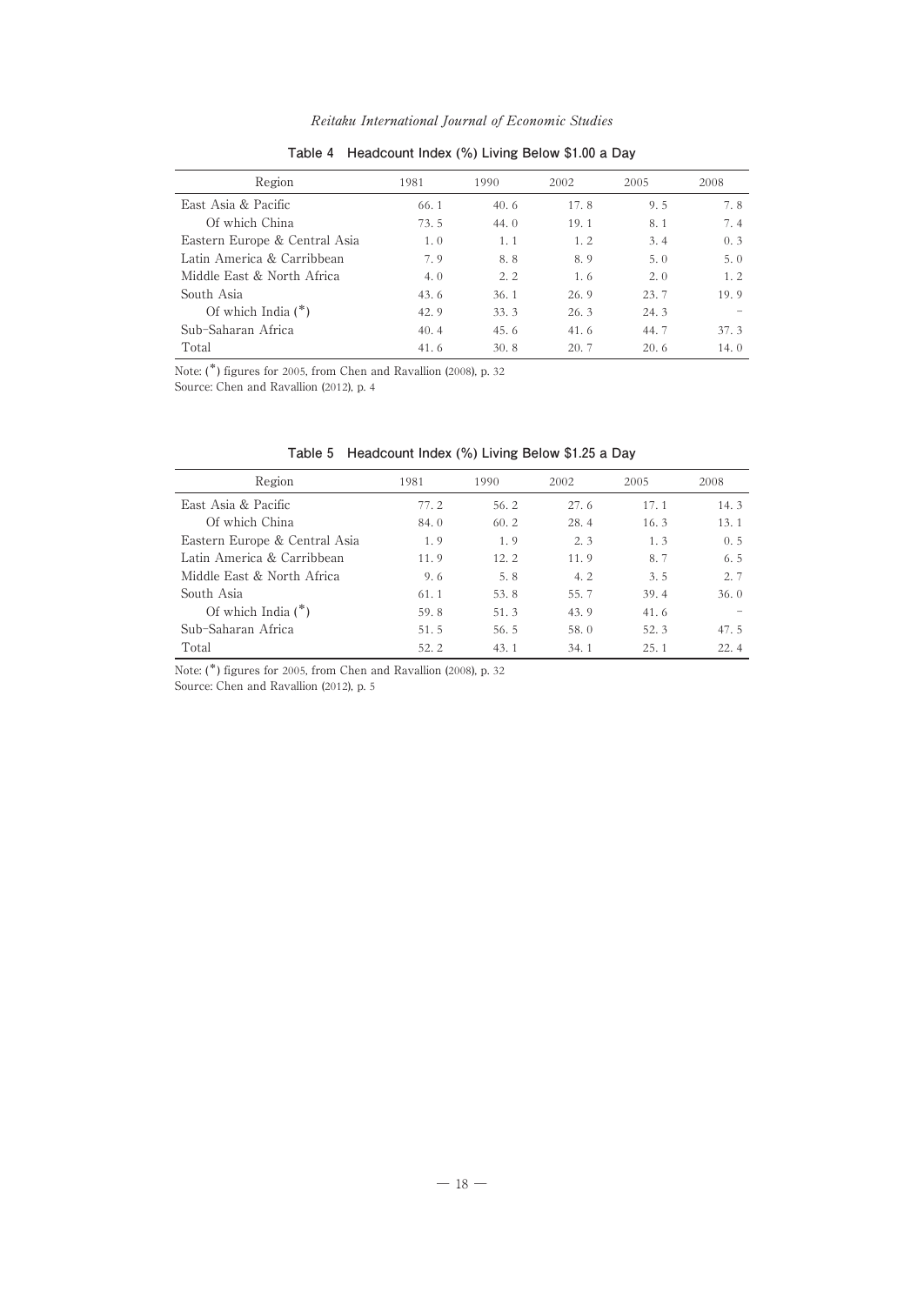**Table 4 Headcount Index (%) Living Below $1.00 a Day**

| Region | 1981 | 1990 | 2002 | 2005 | 2008 |
|---|---|---|---|---|---|
| East Asia & Pacific | 66.1 | 40.6 | 17.8 | 9.5 | 7.8 |
| Of which China | 73.5 | 44.0 | 19.1 | 8.1 | 7.4 |
| Eastern Europe & Central Asia | 1.0 | 1.1 | 1.2 | 3.4 | 0.3 |
| Latin America & Carribbean | 7.9 | 8.8 | 8.9 | 5.0 | 5.0 |
| Middle East & North Africa | 4.0 | 2.2 | 1.6 | 2.0 | 1.2 |
| South Asia | 43.6 | 36.1 | 26.9 | 23.7 | 19.9 |
| Of which India (*) | 42.9 | 33.3 | 26.3 | 24.3 | – |
| Sub-Saharan Africa | 40.4 | 45.6 | 41.6 | 44.7 | 37.3 |
| Total | 41.6 | 30.8 | 20.7 | 20.6 | 14.0 |

Note: (*) figures for 2005, from Chen and Ravallion (2008), p. 32
Source: Chen and Ravallion (2012), p. 4

**Table 5 Headcount Index (%) Living Below $1.25 a Day**

| Region | 1981 | 1990 | 2002 | 2005 | 2008 |
|---|---|---|---|---|---|
| East Asia & Pacific | 77.2 | 56.2 | 27.6 | 17.1 | 14.3 |
| Of which China | 84.0 | 60.2 | 28.4 | 16.3 | 13.1 |
| Eastern Europe & Central Asia | 1.9 | 1.9 | 2.3 | 1.3 | 0.5 |
| Latin America & Carribbean | 11.9 | 12.2 | 11.9 | 8.7 | 6.5 |
| Middle East & North Africa | 9.6 | 5.8 | 4.2 | 3.5 | 2.7 |
| South Asia | 61.1 | 53.8 | 55.7 | 39.4 | 36.0 |
| Of which India (*) | 59.8 | 51.3 | 43.9 | 41.6 | – |
| Sub-Saharan Africa | 51.5 | 56.5 | 58.0 | 52.3 | 47.5 |
| Total | 52.2 | 43.1 | 34.1 | 25.1 | 22.4 |

Note: (*) figures for 2005, from Chen and Ravallion (2008), p. 32
Source: Chen and Ravallion (2012), p. 5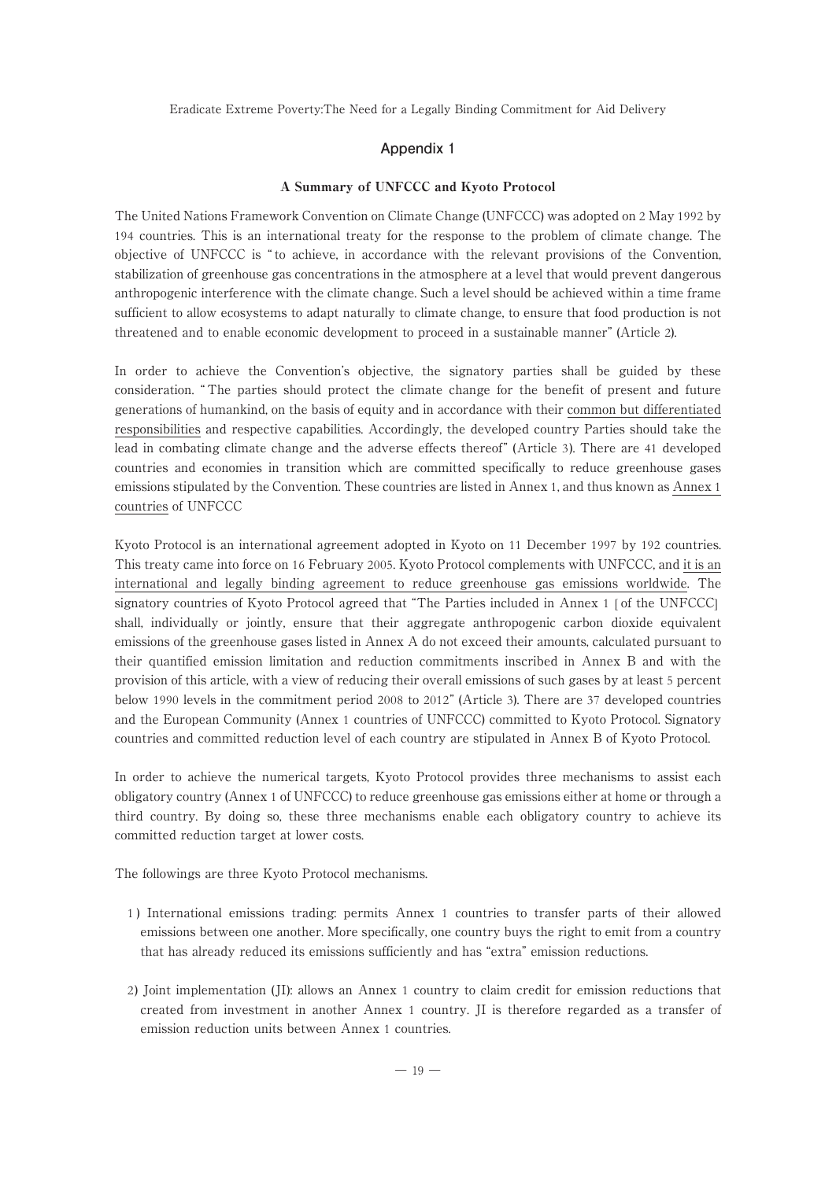## Appendix 1

### A Summary of UNFCCC and Kyoto Protocol

The United Nations Framework Convention on Climate Change (UNFCCC) was adopted on 2 May 1992 by 194 countries. This is an international treaty for the response to the problem of climate change. The objective of UNFCCC is "to achieve, in accordance with the relevant provisions of the Convention, stabilization of greenhouse gas concentrations in the atmosphere at a level that would prevent dangerous anthropogenic interference with the climate change. Such a level should be achieved within a time frame sufficient to allow ecosystems to adapt naturally to climate change, to ensure that food production is not threatened and to enable economic development to proceed in a sustainable manner" (Article 2).

In order to achieve the Convention's objective, the signatory parties shall be guided by these consideration. "The parties should protect the climate change for the benefit of present and future generations of humankind, on the basis of equity and in accordance with their <u>common but differentiated responsibilities</u> and respective capabilities. Accordingly, the developed country Parties should take the lead in combating climate change and the adverse effects thereof" (Article 3). There are 41 developed countries and economies in transition which are committed specifically to reduce greenhouse gases emissions stipulated by the Convention. These countries are listed in Annex 1, and thus known as <u>Annex 1 countries</u> of UNFCCC

Kyoto Protocol is an international agreement adopted in Kyoto on 11 December 1997 by 192 countries. This treaty came into force on 16 February 2005. Kyoto Protocol complements with UNFCCC, and <u>it is an international and legally binding agreement to reduce greenhouse gas emissions worldwide</u>. The signatory countries of Kyoto Protocol agreed that "The Parties included in Annex 1 [of the UNFCCC] shall, individually or jointly, ensure that their aggregate anthropogenic carbon dioxide equivalent emissions of the greenhouse gases listed in Annex A do not exceed their amounts, calculated pursuant to their quantified emission limitation and reduction commitments inscribed in Annex B and with the provision of this article, with a view of reducing their overall emissions of such gases by at least 5 percent below 1990 levels in the commitment period 2008 to 2012" (Article 3). There are 37 developed countries and the European Community (Annex 1 countries of UNFCCC) committed to Kyoto Protocol. Signatory countries and committed reduction level of each country are stipulated in Annex B of Kyoto Protocol.

In order to achieve the numerical targets, Kyoto Protocol provides three mechanisms to assist each obligatory country (Annex 1 of UNFCCC) to reduce greenhouse gas emissions either at home or through a third country. By doing so, these three mechanisms enable each obligatory country to achieve its committed reduction target at lower costs.

The followings are three Kyoto Protocol mechanisms.

1) International emissions trading: permits Annex 1 countries to transfer parts of their allowed emissions between one another. More specifically, one country buys the right to emit from a country that has already reduced its emissions sufficiently and has "extra" emission reductions.

2) Joint implementation (JI): allows an Annex 1 country to claim credit for emission reductions that created from investment in another Annex 1 country. JI is therefore regarded as a transfer of emission reduction units between Annex 1 countries.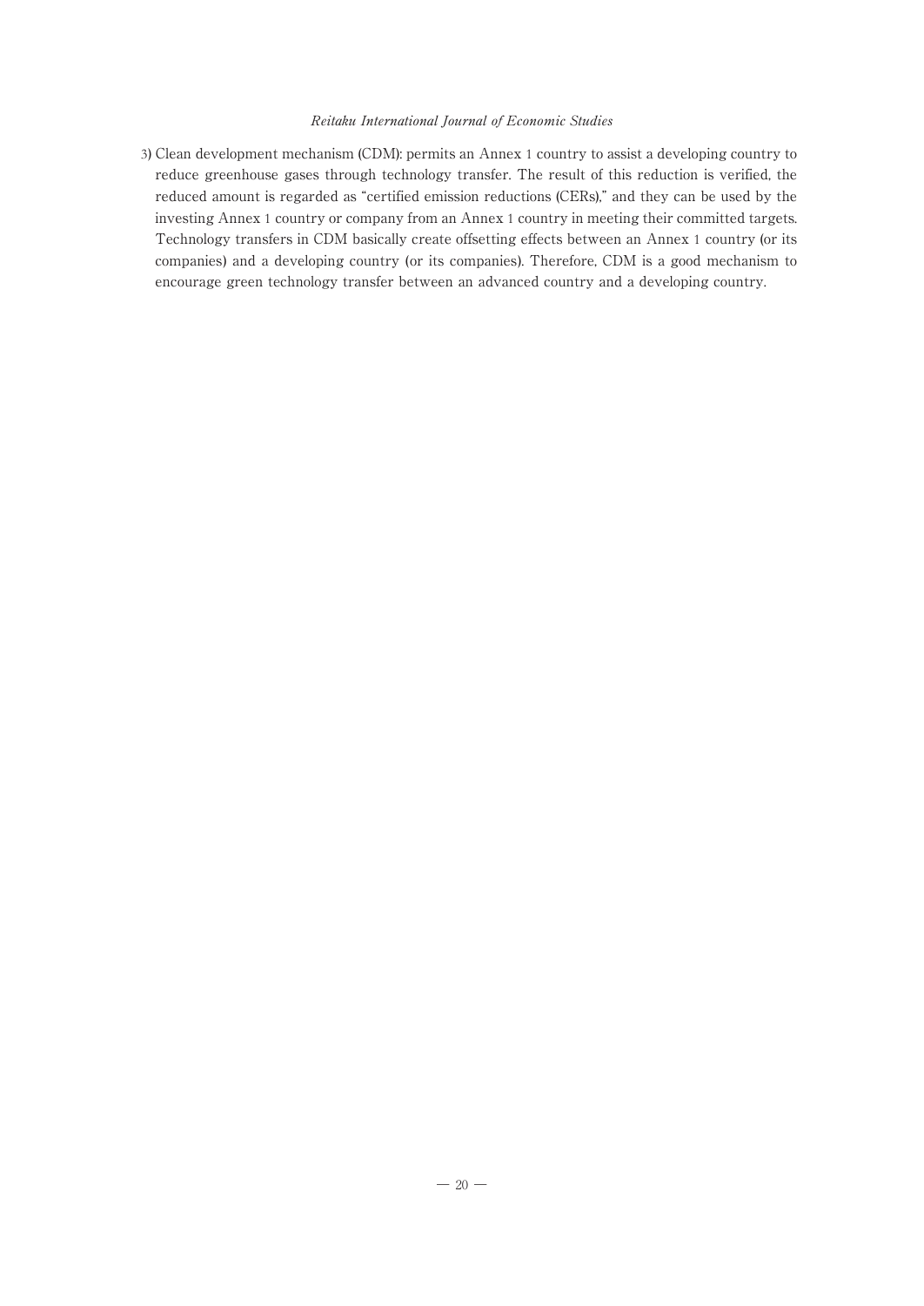3) Clean development mechanism (CDM): permits an Annex 1 country to assist a developing country to reduce greenhouse gases through technology transfer. The result of this reduction is verified, the reduced amount is regarded as "certified emission reductions (CERs)," and they can be used by the investing Annex 1 country or company from an Annex 1 country in meeting their committed targets. Technology transfers in CDM basically create offsetting effects between an Annex 1 country (or its companies) and a developing country (or its companies). Therefore, CDM is a good mechanism to encourage green technology transfer between an advanced country and a developing country.